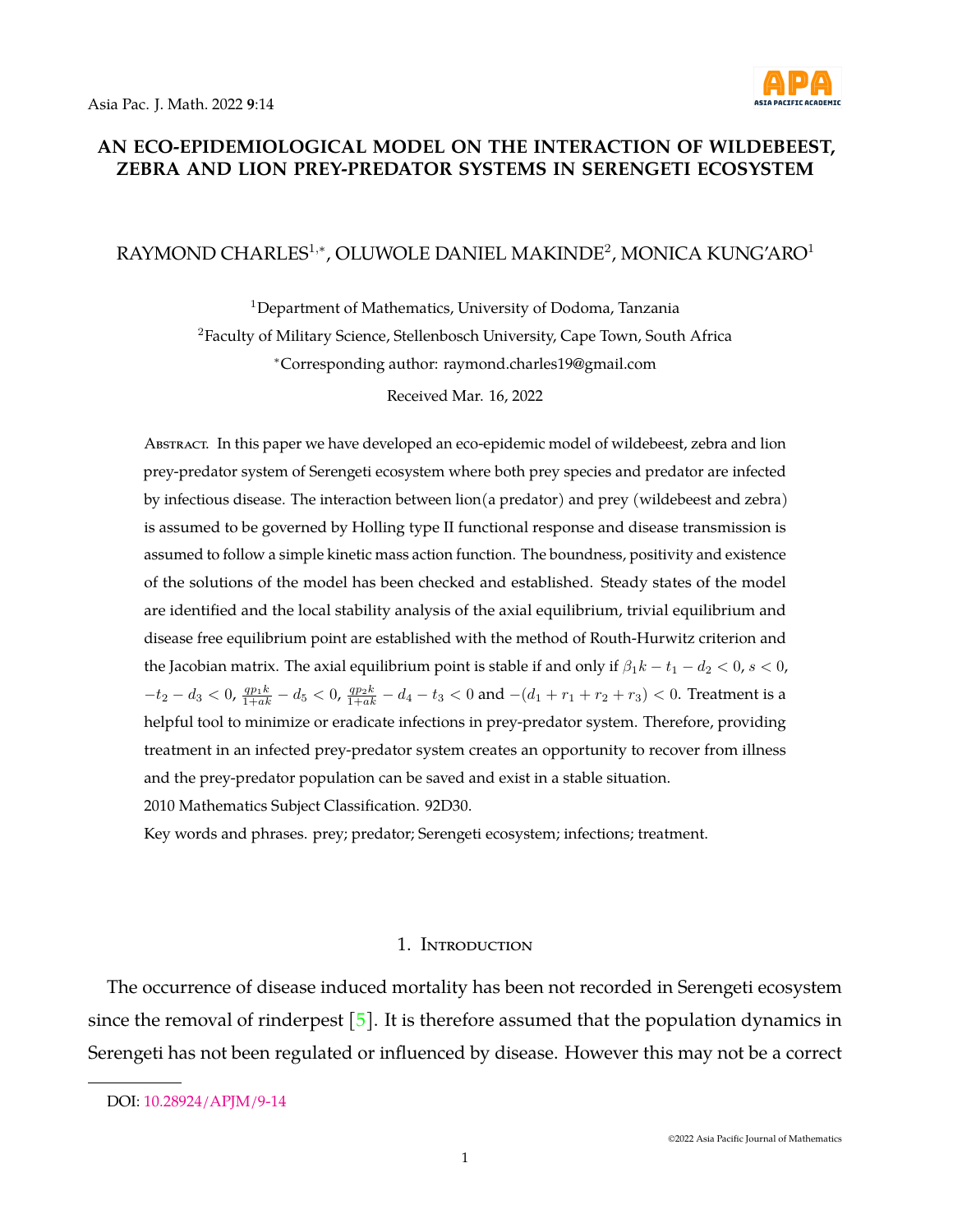# AN ECO-EPIDEMIOLOGICAL MODEL ON THE INTERACTION OF WILDEBEEST, ZEBRA AND LION PREY-PREDATOR SYSTEMS IN SERENGETI ECOSYSTEM

RAYMOND CHARLES[1,*], OLUWOLE DANIEL MAKINDE[2], MONICA KUNG'ARO[1]

[1]Department of Mathematics, University of Dodoma, Tanzania

[2]Faculty of Military Science, Stellenbosch University, Cape Town, South Africa

[*]Corresponding author: raymond.charles19@gmail.com

Received Mar. 16, 2022

Abstract. In this paper we have developed an eco-epidemic model of wildebeest, zebra and lion prey-predator system of Serengeti ecosystem where both prey species and predator are infected by infectious disease. The interaction between lion(a predator) and prey (wildebeest and zebra) is assumed to be governed by Holling type II functional response and disease transmission is assumed to follow a simple kinetic mass action function. The boundness, positivity and existence of the solutions of the model has been checked and established. Steady states of the model are identified and the local stability analysis of the axial equilibrium, trivial equilibrium and disease free equilibrium point are established with the method of Routh-Hurwitz criterion and the Jacobian matrix. The axial equilibrium point is stable if and only if $\beta_1 k - t_1 - d_2 < 0$, $s < 0$, $-t_2 - d_3 < 0$, $\frac{qp_1k}{1+ak} - d_5 < 0$, $\frac{qp_2k}{1+ak} - d_4 - t_3 < 0$ and $-(d_1 + r_1 + r_2 + r_3) < 0$. Treatment is a helpful tool to minimize or eradicate infections in prey-predator system. Therefore, providing treatment in an infected prey-predator system creates an opportunity to recover from illness and the prey-predator population can be saved and exist in a stable situation.

2010 Mathematics Subject Classification. 92D30.

Key words and phrases. prey; predator; Serengeti ecosystem; infections; treatment.

## 1. Introduction

The occurrence of disease induced mortality has been not recorded in Serengeti ecosystem since the removal of rinderpest [5]. It is therefore assumed that the population dynamics in Serengeti has not been regulated or influenced by disease. However this may not be a correct

DOI: 10.28924/APJM/9-14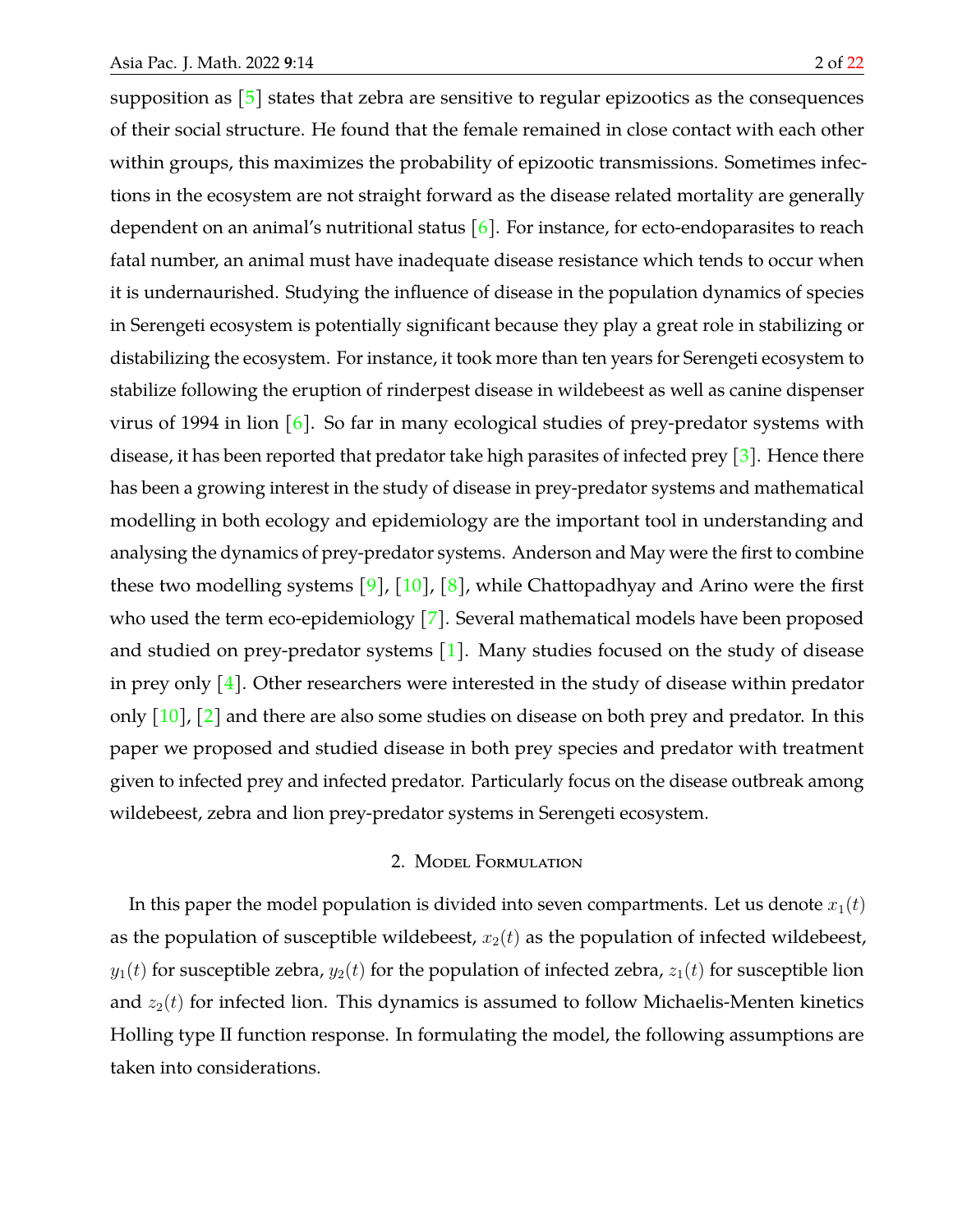supposition as [5] states that zebra are sensitive to regular epizootics as the consequences of their social structure. He found that the female remained in close contact with each other within groups, this maximizes the probability of epizootic transmissions. Sometimes infections in the ecosystem are not straight forward as the disease related mortality are generally dependent on an animal's nutritional status [6]. For instance, for ecto-endoparasites to reach fatal number, an animal must have inadequate disease resistance which tends to occur when it is undernaurished. Studying the influence of disease in the population dynamics of species in Serengeti ecosystem is potentially significant because they play a great role in stabilizing or distabilizing the ecosystem. For instance, it took more than ten years for Serengeti ecosystem to stabilize following the eruption of rinderpest disease in wildebeest as well as canine dispenser virus of 1994 in lion [6]. So far in many ecological studies of prey-predator systems with disease, it has been reported that predator take high parasites of infected prey [3]. Hence there has been a growing interest in the study of disease in prey-predator systems and mathematical modelling in both ecology and epidemiology are the important tool in understanding and analysing the dynamics of prey-predator systems. Anderson and May were the first to combine these two modelling systems [9], [10], [8], while Chattopadhyay and Arino were the first who used the term eco-epidemiology [7]. Several mathematical models have been proposed and studied on prey-predator systems [1]. Many studies focused on the study of disease in prey only [4]. Other researchers were interested in the study of disease within predator only [10], [2] and there are also some studies on disease on both prey and predator. In this paper we proposed and studied disease in both prey species and predator with treatment given to infected prey and infected predator. Particularly focus on the disease outbreak among wildebeest, zebra and lion prey-predator systems in Serengeti ecosystem.

## 2. Model Formulation

In this paper the model population is divided into seven compartments. Let us denote $x_1(t)$ as the population of susceptible wildebeest, $x_2(t)$ as the population of infected wildebeest, $y_1(t)$ for susceptible zebra, $y_2(t)$ for the population of infected zebra, $z_1(t)$ for susceptible lion and $z_2(t)$ for infected lion. This dynamics is assumed to follow Michaelis-Menten kinetics Holling type II function response. In formulating the model, the following assumptions are taken into considerations.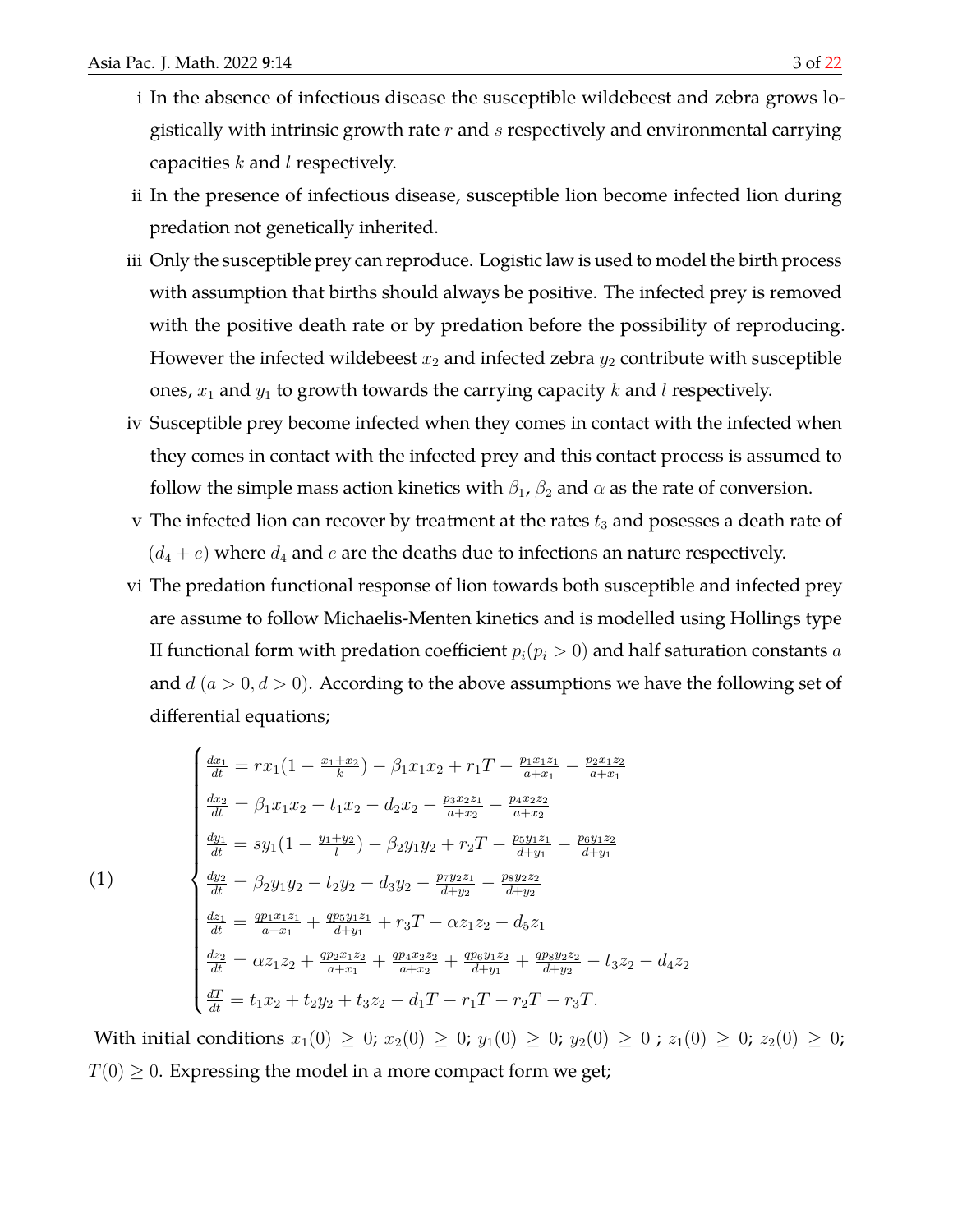i In the absence of infectious disease the susceptible wildebeest and zebra grows logistically with intrinsic growth rate $r$ and $s$ respectively and environmental carrying capacities $k$ and $l$ respectively.

ii In the presence of infectious disease, susceptible lion become infected lion during predation not genetically inherited.

iii Only the susceptible prey can reproduce. Logistic law is used to model the birth process with assumption that births should always be positive. The infected prey is removed with the positive death rate or by predation before the possibility of reproducing. However the infected wildebeest $x_2$ and infected zebra $y_2$ contribute with susceptible ones, $x_1$ and $y_1$ to growth towards the carrying capacity $k$ and $l$ respectively.

iv Susceptible prey become infected when they comes in contact with the infected when they comes in contact with the infected prey and this contact process is assumed to follow the simple mass action kinetics with $\beta_1$, $\beta_2$ and $\alpha$ as the rate of conversion.

v The infected lion can recover by treatment at the rates $t_3$ and posesses a death rate of $(d_4 + e)$ where $d_4$ and $e$ are the deaths due to infections an nature respectively.

vi The predation functional response of lion towards both susceptible and infected prey are assume to follow Michaelis-Menten kinetics and is modelled using Hollings type II functional form with predation coefficient $p_i (p_i > 0)$ and half saturation constants $a$ and $d$ $(a > 0, d > 0)$. According to the above assumptions we have the following set of differential equations;

$$
(1) \qquad \begin{cases}
\frac{dx_1}{dt} = rx_1\left(1 - \frac{x_1 + x_2}{k}\right) - \beta_1 x_1 x_2 + r_1 T - \frac{p_1 x_1 z_1}{a + x_1} - \frac{p_2 x_1 z_2}{a + x_1} \\
\frac{dx_2}{dt} = \beta_1 x_1 x_2 - t_1 x_2 - d_2 x_2 - \frac{p_3 x_2 z_1}{a + x_2} - \frac{p_4 x_2 z_2}{a + x_2} \\
\frac{dy_1}{dt} = sy_1\left(1 - \frac{y_1 + y_2}{l}\right) - \beta_2 y_1 y_2 + r_2 T - \frac{p_5 y_1 z_1}{d + y_1} - \frac{p_6 y_1 z_2}{d + y_1} \\
\frac{dy_2}{dt} = \beta_2 y_1 y_2 - t_2 y_2 - d_3 y_2 - \frac{p_7 y_2 z_1}{d + y_2} - \frac{p_8 y_2 z_2}{d + y_2} \\
\frac{dz_1}{dt} = \frac{q p_1 x_1 z_1}{a + x_1} + \frac{q p_5 y_1 z_1}{d + y_1} + r_3 T - \alpha z_1 z_2 - d_5 z_1 \\
\frac{dz_2}{dt} = \alpha z_1 z_2 + \frac{q p_2 x_1 z_2}{a + x_1} + \frac{q p_4 x_2 z_2}{a + x_2} + \frac{q p_6 y_1 z_2}{d + y_1} + \frac{q p_8 y_2 z_2}{d + y_2} - t_3 z_2 - d_4 z_2 \\
\frac{dT}{dt} = t_1 x_2 + t_2 y_2 + t_3 z_2 - d_1 T - r_1 T - r_2 T - r_3 T.
\end{cases}
$$

With initial conditions $x_1(0) \geq 0$; $x_2(0) \geq 0$; $y_1(0) \geq 0$; $y_2(0) \geq 0$ ; $z_1(0) \geq 0$; $z_2(0) \geq 0$; $T(0) \geq 0$. Expressing the model in a more compact form we get;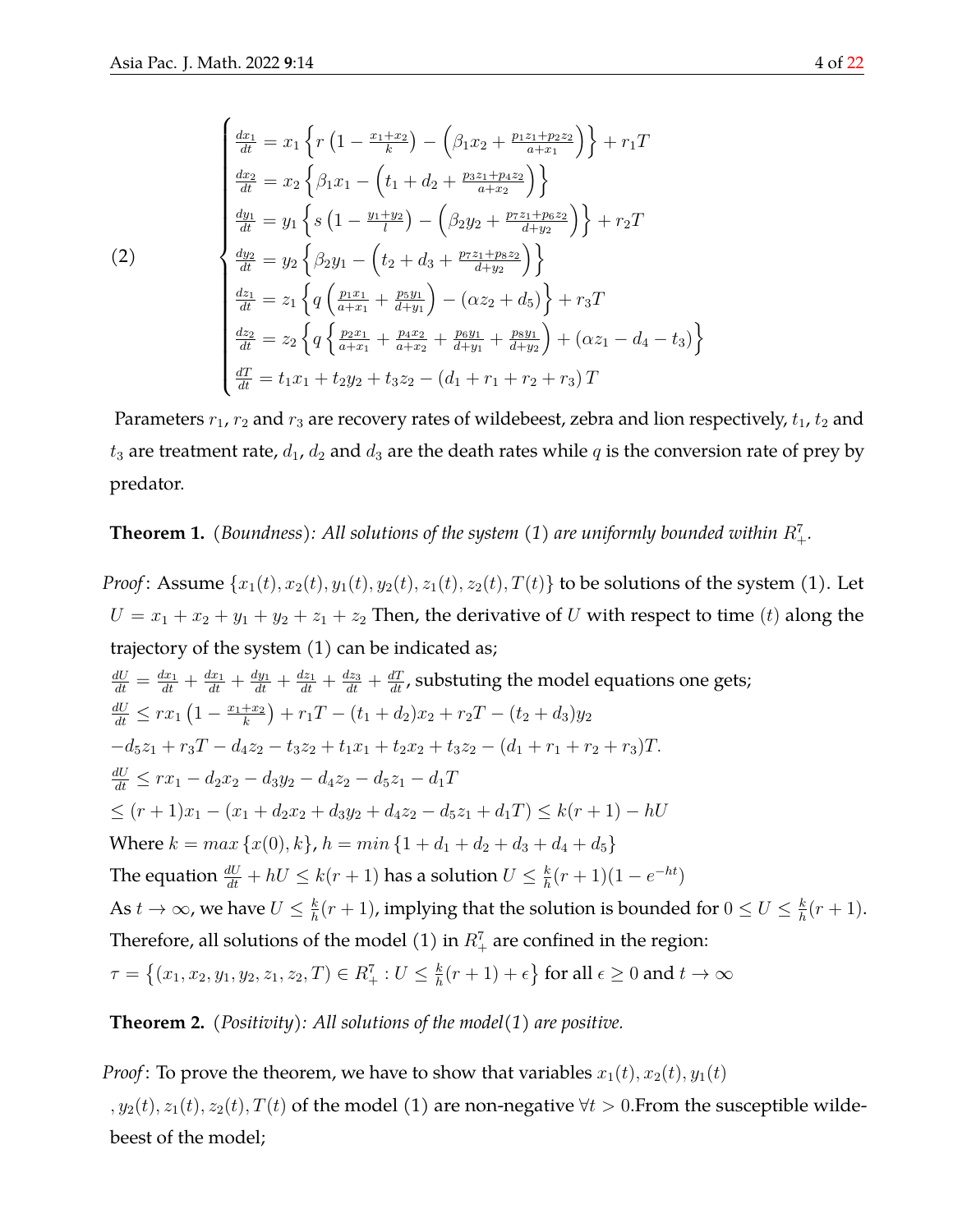$$
(2) \qquad \begin{cases}
\frac{dx_1}{dt} = x_1 \left\{ r\left(1 - \frac{x_1+x_2}{k}\right) - \left(\beta_1 x_2 + \frac{p_1 z_1 + p_2 z_2}{a+x_1}\right) \right\} + r_1 T \\
\frac{dx_2}{dt} = x_2 \left\{ \beta_1 x_1 - \left(t_1 + d_2 + \frac{p_3 z_1 + p_4 z_2}{a+x_2}\right) \right\} \\
\frac{dy_1}{dt} = y_1 \left\{ s\left(1 - \frac{y_1+y_2}{l}\right) - \left(\beta_2 y_2 + \frac{p_7 z_1 + p_6 z_2}{d+y_2}\right) \right\} + r_2 T \\
\frac{dy_2}{dt} = y_2 \left\{ \beta_2 y_1 - \left(t_2 + d_3 + \frac{p_7 z_1 + p_8 z_2}{d+y_2}\right) \right\} \\
\frac{dz_1}{dt} = z_1 \left\{ q\left(\frac{p_1 x_1}{a+x_1} + \frac{p_5 y_1}{d+y_1}\right) - (\alpha z_2 + d_5) \right\} + r_3 T \\
\frac{dz_2}{dt} = z_2 \left\{ q \left\{ \frac{p_2 x_1}{a+x_1} + \frac{p_4 x_2}{a+x_2} + \frac{p_6 y_1}{d+y_1} + \frac{p_8 y_1}{d+y_2} \right) + (\alpha z_1 - d_4 - t_3) \right\} \\
\frac{dT}{dt} = t_1 x_1 + t_2 y_2 + t_3 z_2 - (d_1 + r_1 + r_2 + r_3) T
\end{cases}
$$

Parameters $r_1$, $r_2$ and $r_3$ are recovery rates of wildebeest, zebra and lion respectively, $t_1$, $t_2$ and $t_3$ are treatment rate, $d_1$, $d_2$ and $d_3$ are the death rates while $q$ is the conversion rate of prey by predator.

**Theorem 1.** (*Boundness*): *All solutions of the system* (1) *are uniformly bounded within* $R^7_+$.

*Proof*: Assume $\{x_1(t), x_2(t), y_1(t), y_2(t), z_1(t), z_2(t), T(t)\}$ to be solutions of the system (1). Let $U = x_1 + x_2 + y_1 + y_2 + z_1 + z_2$ Then, the derivative of $U$ with respect to time $(t)$ along the trajectory of the system (1) can be indicated as;

$\frac{dU}{dt} = \frac{dx_1}{dt} + \frac{dx_1}{dt} + \frac{dy_1}{dt} + \frac{dy_1}{dt} + \frac{dz_1}{dt} + \frac{dz_3}{dt} + \frac{dT}{dt}$, substuting the model equations one gets;

$\frac{dU}{dt} \leq rx_1\left(1 - \frac{x_1+x_2}{k}\right) + r_1 T - (t_1 + d_2)x_2 + r_2 T - (t_2 + d_3)y_2$

$-d_5 z_1 + r_3 T - d_4 z_2 - t_3 z_2 + t_1 x_1 + t_2 x_2 + t_3 z_2 - (d_1 + r_1 + r_2 + r_3)T.$

$\frac{dU}{dt} \leq rx_1 - d_2 x_2 - d_3 y_2 - d_4 z_2 - d_5 z_1 - d_1 T$

$\leq (r+1)x_1 - (x_1 + d_2 x_2 + d_3 y_2 + d_4 z_2 - d_5 z_1 + d_1 T) \leq k(r+1) - hU$

Where $k = max\{x(0), k\}$, $h = min\{1 + d_1 + d_2 + d_3 + d_4 + d_5\}$

The equation $\frac{dU}{dt} + hU \leq k(r+1)$ has a solution $U \leq \frac{k}{h}(r+1)(1 - e^{-ht})$

As $t \to \infty$, we have $U \leq \frac{k}{h}(r+1)$, implying that the solution is bounded for $0 \leq U \leq \frac{k}{h}(r+1)$.

Therefore, all solutions of the model (1) in $R^7_+$ are confined in the region:

$\tau = \left\{(x_1, x_2, y_1, y_2, z_1, z_2, T) \in R^7_+ : U \leq \frac{k}{h}(r+1) + \epsilon\right\}$ for all $\epsilon \geq 0$ and $t \to \infty$

**Theorem 2.** (*Positivity*): *All solutions of the model*(1) *are positive.*

*Proof*: To prove the theorem, we have to show that variables $x_1(t), x_2(t), y_1(t)$ $, y_2(t), z_1(t), z_2(t), T(t)$ of the model (1) are non-negative $\forall t > 0$.From the susceptible wildebeest of the model;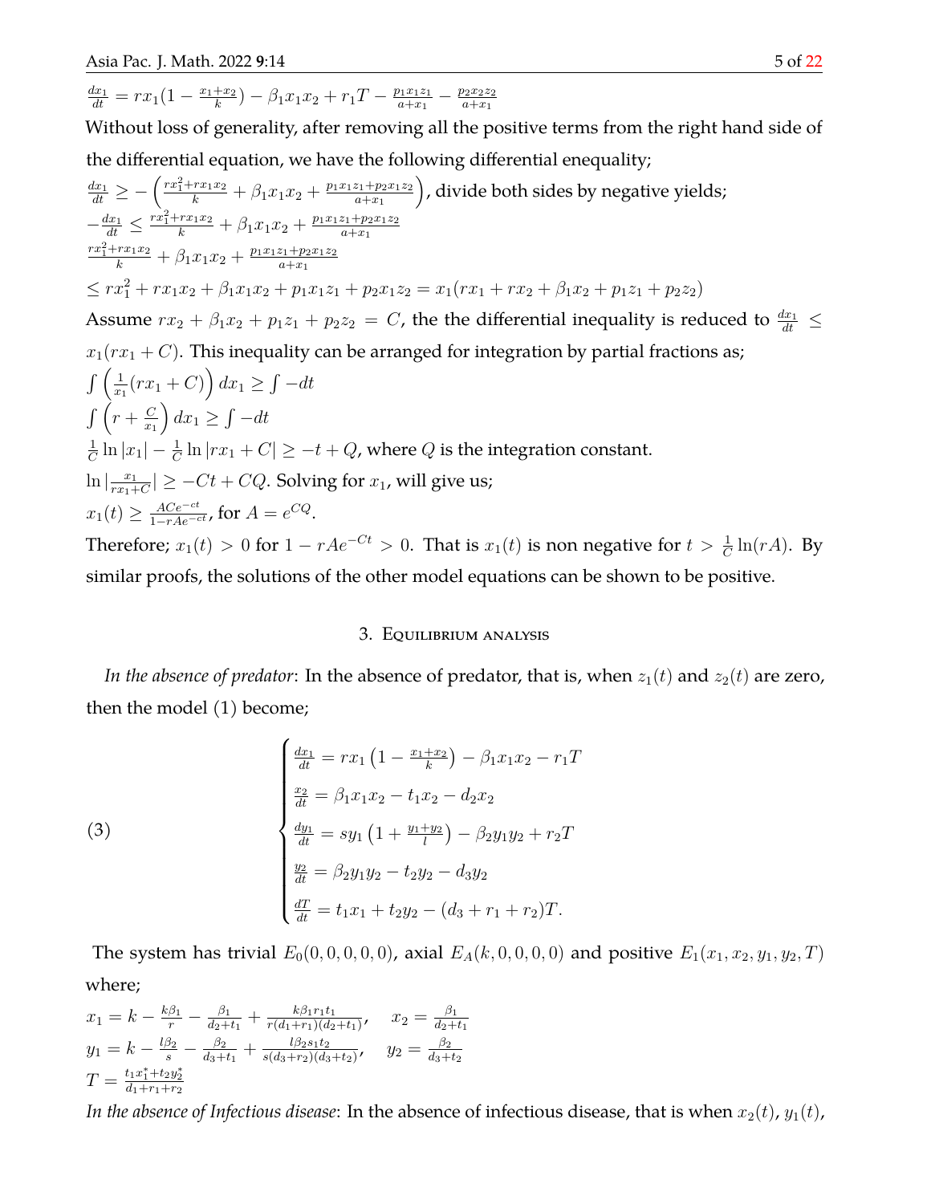$\frac{dx_1}{dt} = rx_1(1 - \frac{x_1+x_2}{k}) - \beta_1 x_1 x_2 + r_1 T - \frac{p_1 x_1 z_1}{a+x_1} - \frac{p_2 x_2 z_2}{a+x_1}$

Without loss of generality, after removing all the positive terms from the right hand side of the differential equation, we have the following differential enequality;

$\frac{dx_1}{dt} \geq -\left(\frac{rx_1^2 + rx_1x_2}{k} + \beta_1 x_1 x_2 + \frac{p_1 x_1 z_1 + p_2 x_1 z_2}{a+x_1}\right)$, divide both sides by negative yields;

$-\frac{dx_1}{dt} \leq \frac{rx_1^2 + rx_1x_2}{k} + \beta_1 x_1 x_2 + \frac{p_1 x_1 z_1 + p_2 x_1 z_2}{a+x_1}$

$\frac{rx_1^2 + rx_1x_2}{k} + \beta_1 x_1 x_2 + \frac{p_1 x_1 z_1 + p_2 x_1 z_2}{a+x_1}$

$\leq rx_1^2 + rx_1x_2 + \beta_1 x_1 x_2 + p_1 x_1 z_1 + p_2 x_1 z_2 = x_1(rx_1 + rx_2 + \beta_1 x_2 + p_1 z_1 + p_2 z_2)$

Assume $rx_2 + \beta_1 x_2 + p_1 z_1 + p_2 z_2 = C$, the the differential inequality is reduced to $\frac{dx_1}{dt} \leq x_1(rx_1 + C)$. This inequality can be arranged for integration by partial fractions as;

$\int \left(\frac{1}{x_1}(rx_1 + C)\right) dx_1 \geq \int -dt$

$\int \left(r + \frac{C}{x_1}\right) dx_1 \geq \int -dt$

$\frac{1}{C}\ln|x_1| - \frac{1}{C}\ln|rx_1 + C| \geq -t + Q$, where $Q$ is the integration constant.

$\ln|\frac{x_1}{rx_1+C}| \geq -Ct + CQ$. Solving for $x_1$, will give us;

$x_1(t) \geq \frac{ACe^{-ct}}{1-rAe^{-ct}}$, for $A = e^{CQ}$.

Therefore; $x_1(t) > 0$ for $1 - rAe^{-Ct} > 0$. That is $x_1(t)$ is non negative for $t > \frac{1}{C}\ln(rA)$. By similar proofs, the solutions of the other model equations can be shown to be positive.

## 3. Equilibrium analysis

*In the absence of predator*: In the absence of predator, that is, when $z_1(t)$ and $z_2(t)$ are zero, then the model (1) become;

$$
\begin{cases}
\frac{dx_1}{dt} = rx_1\left(1 - \frac{x_1+x_2}{k}\right) - \beta_1 x_1 x_2 - r_1 T \\
\frac{x_2}{dt} = \beta_1 x_1 x_2 - t_1 x_2 - d_2 x_2 \\
\frac{dy_1}{dt} = sy_1\left(1 + \frac{y_1+y_2}{l}\right) - \beta_2 y_1 y_2 + r_2 T \\
\frac{y_2}{dt} = \beta_2 y_1 y_2 - t_2 y_2 - d_3 y_2 \\
\frac{dT}{dt} = t_1 x_1 + t_2 y_2 - (d_3 + r_1 + r_2)T.
\end{cases} \tag{3}
$$

The system has trivial $E_0(0,0,0,0,0)$, axial $E_A(k,0,0,0,0)$ and positive $E_1(x_1, x_2, y_1, y_2, T)$ where;

$x_1 = k - \frac{k\beta_1}{r} - \frac{\beta_1}{d_2+t_1} + \frac{k\beta_1 r_1 t_1}{r(d_1+r_1)(d_2+t_1)}, \quad x_2 = \frac{\beta_1}{d_2+t_1}$

$y_1 = k - \frac{l\beta_2}{s} - \frac{\beta_2}{d_3+t_1} + \frac{l\beta_2 s_1 t_2}{s(d_3+r_2)(d_3+t_2)}, \quad y_2 = \frac{\beta_2}{d_3+t_2}$

$T = \frac{t_1 x_1^* + t_2 y_2^*}{d_1+r_1+r_2}$

*In the absence of Infectious disease*: In the absence of infectious disease, that is when $x_2(t)$, $y_1(t)$,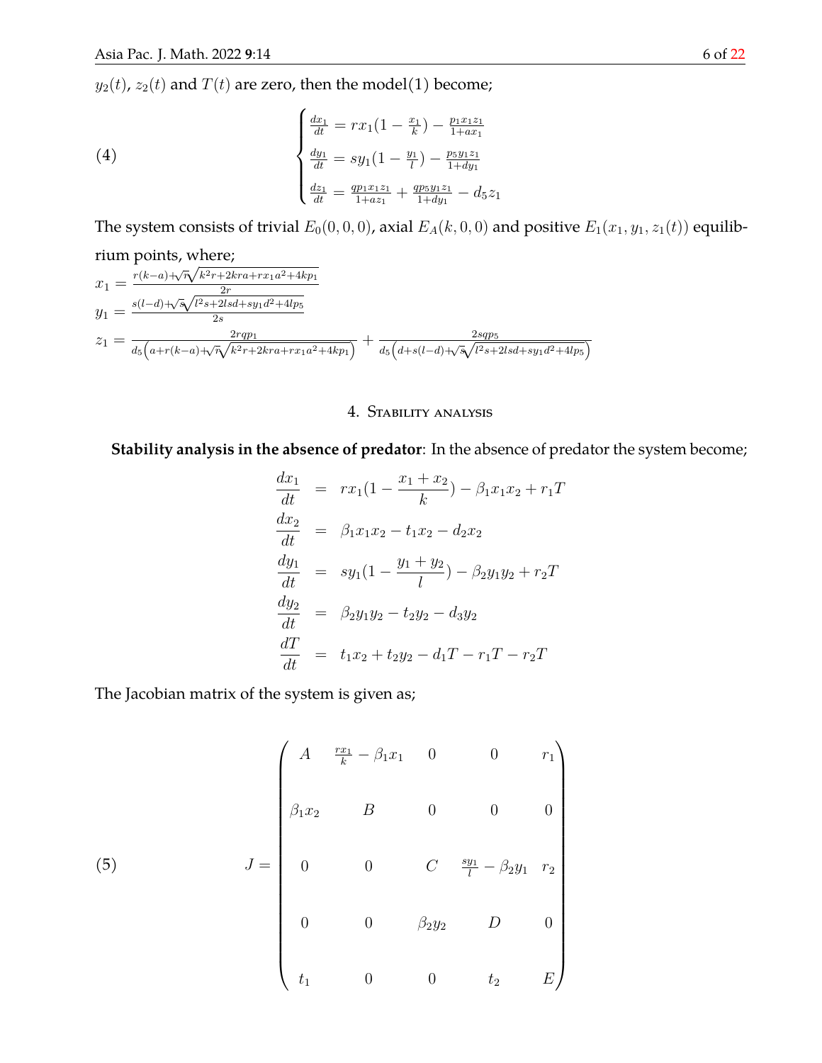$y_2(t)$, $z_2(t)$ and $T(t)$ are zero, then the model(1) become;

$$
(4) \qquad \begin{cases} \frac{dx_1}{dt} = rx_1(1 - \frac{x_1}{k}) - \frac{p_1 x_1 z_1}{1+ax_1} \\ \frac{dy_1}{dt} = sy_1(1 - \frac{y_1}{l}) - \frac{p_5 y_1 z_1}{1+dy_1} \\ \frac{dz_1}{dt} = \frac{qp_1 x_1 z_1}{1+az_1} + \frac{qp_5 y_1 z_1}{1+dy_1} - d_5 z_1 \end{cases}
$$

The system consists of trivial $E_0(0,0,0)$, axial $E_A(k,0,0)$ and positive $E_1(x_1, y_1, z_1(t))$ equilibrium points, where;

$x_1 = \frac{r(k-a)+\sqrt{r}\sqrt{k^2r+2kra+rx_1a^2+4kp_1}}{2r}$

$y_1 = \frac{s(l-d)+\sqrt{s}\sqrt{l^2s+2lsd+sy_1d^2+4lp_5}}{2s}$

$z_1 = \frac{2rqp_1}{d_5\left(a+r(k-a)+\sqrt{r}\sqrt{k^2r+2kra+rx_1a^2+4kp_1}\right)} + \frac{2sqp_5}{d_5\left(d+s(l-d)+\sqrt{s}\sqrt{l^2s+2lsd+sy_1d^2+4lp_5}\right)}$

## 4. Stability analysis

**Stability analysis in the absence of predator**: In the absence of predator the system become;

$$
\begin{aligned}
\frac{dx_1}{dt} &= rx_1(1 - \frac{x_1 + x_2}{k}) - \beta_1 x_1 x_2 + r_1 T \\
\frac{dx_2}{dt} &= \beta_1 x_1 x_2 - t_1 x_2 - d_2 x_2 \\
\frac{dy_1}{dt} &= sy_1(1 - \frac{y_1 + y_2}{l}) - \beta_2 y_1 y_2 + r_2 T \\
\frac{dy_2}{dt} &= \beta_2 y_1 y_2 - t_2 y_2 - d_3 y_2 \\
\frac{dT}{dt} &= t_1 x_2 + t_2 y_2 - d_1 T - r_1 T - r_2 T
\end{aligned}
$$

The Jacobian matrix of the system is given as;

$$
(5) \qquad J = \begin{pmatrix} A & \frac{rx_1}{k} - \beta_1 x_1 & 0 & 0 & r_1 \\ \beta_1 x_2 & B & 0 & 0 & 0 \\ 0 & 0 & C & \frac{sy_1}{l} - \beta_2 y_1 & r_2 \\ 0 & 0 & \beta_2 y_2 & D & 0 \\ t_1 & 0 & 0 & t_2 & E \end{pmatrix}
$$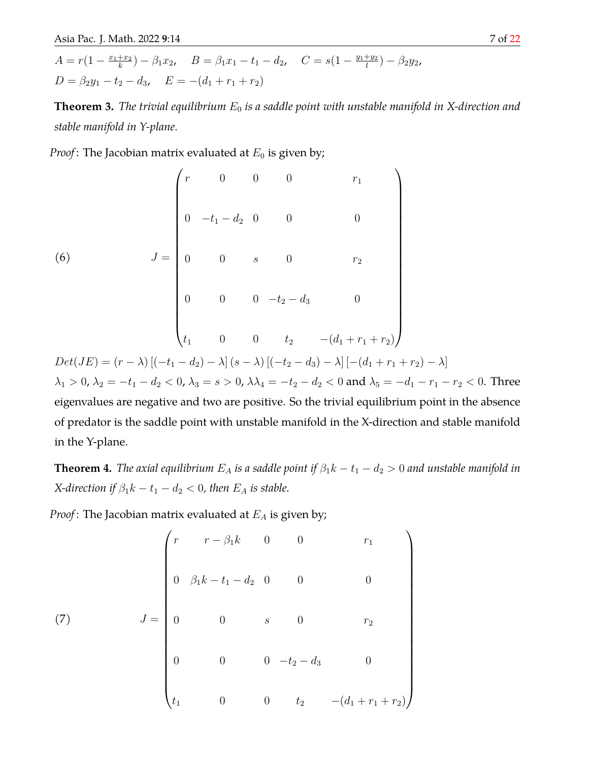$A = r(1 - \frac{x_1+x_2}{k}) - \beta_1 x_2$, $\quad B = \beta_1 x_1 - t_1 - d_2$, $\quad C = s(1 - \frac{y_1+y_2}{l}) - \beta_2 y_2$,
$D = \beta_2 y_1 - t_2 - d_3$, $\quad E = -(d_1 + r_1 + r_2)$

**Theorem 3.** *The trivial equilibrium $E_0$ is a saddle point with unstable manifold in X-direction and stable manifold in Y-plane.*

*Proof*: The Jacobian matrix evaluated at $E_0$ is given by;

$$J = \begin{pmatrix} r & 0 & 0 & 0 & r_1 \\ 0 & -t_1 - d_2 & 0 & 0 & 0 \\ 0 & 0 & s & 0 & r_2 \\ 0 & 0 & 0 & -t_2 - d_3 & 0 \\ t_1 & 0 & 0 & t_2 & -(d_1 + r_1 + r_2) \end{pmatrix} \tag{6}$$

$Det(JE) = (r - \lambda)\left[(-t_1 - d_2) - \lambda\right](s - \lambda)\left[(-t_2 - d_3) - \lambda\right]\left[-(d_1 + r_1 + r_2) - \lambda\right]$

$\lambda_1 > 0$, $\lambda_2 = -t_1 - d_2 < 0$, $\lambda_3 = s > 0$, $\lambda\lambda_4 = -t_2 - d_2 < 0$ and $\lambda_5 = -d_1 - r_1 - r_2 < 0$. Three eigenvalues are negative and two are positive. So the trivial equilibrium point in the absence of predator is the saddle point with unstable manifold in the X-direction and stable manifold in the Y-plane.

**Theorem 4.** *The axial equilibrium $E_A$ is a saddle point if $\beta_1 k - t_1 - d_2 > 0$ and unstable manifold in X-direction if $\beta_1 k - t_1 - d_2 < 0$, then $E_A$ is stable.*

*Proof*: The Jacobian matrix evaluated at $E_A$ is given by;

$$J = \begin{pmatrix} r & r - \beta_1 k & 0 & 0 & r_1 \\ 0 & \beta_1 k - t_1 - d_2 & 0 & 0 & 0 \\ 0 & 0 & s & 0 & r_2 \\ 0 & 0 & 0 & -t_2 - d_3 & 0 \\ t_1 & 0 & 0 & t_2 & -(d_1 + r_1 + r_2) \end{pmatrix} \tag{7}$$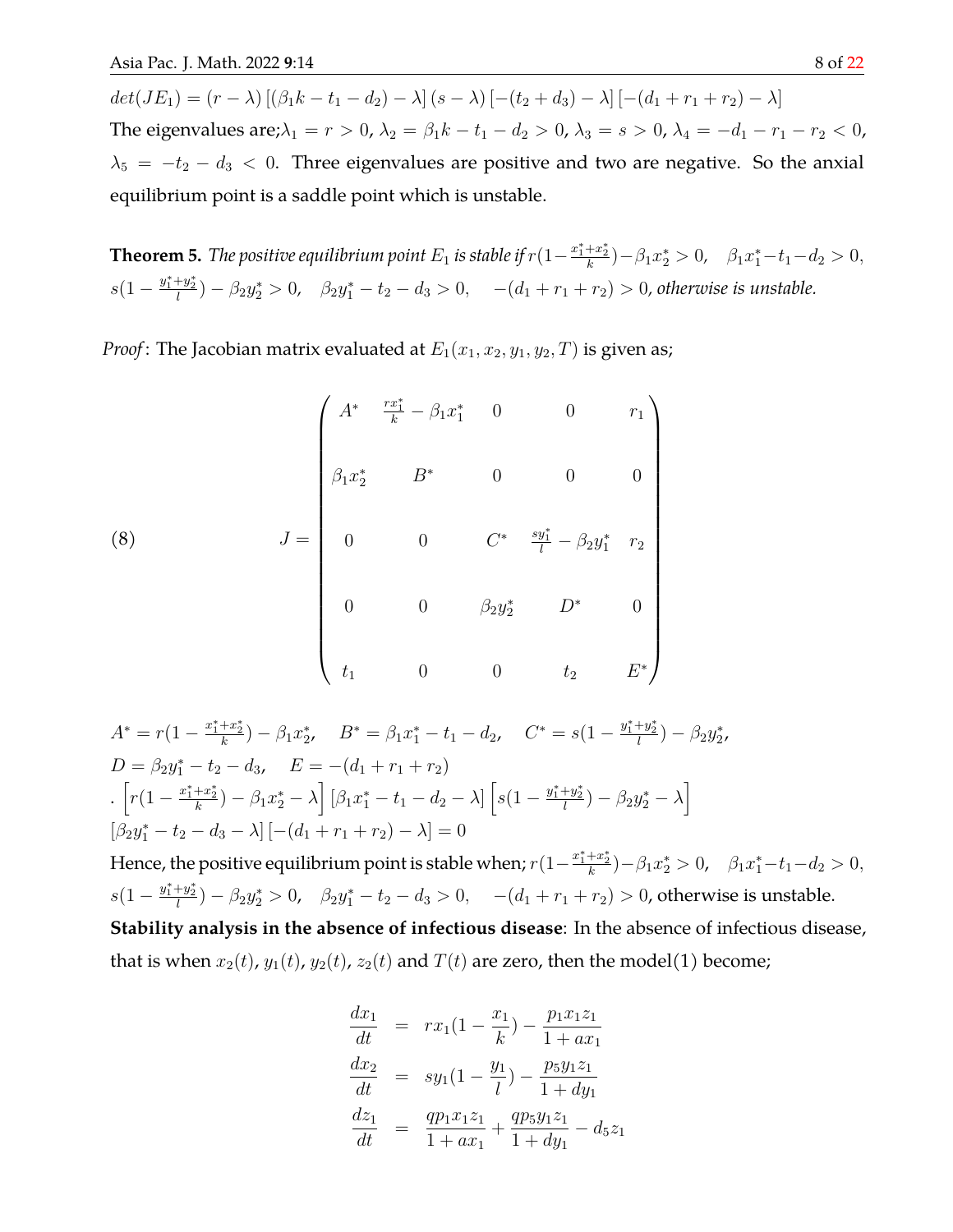$det(JE_1) = (r - \lambda)\left[(\beta_1 k - t_1 - d_2) - \lambda\right](s - \lambda)\left[-(t_2 + d_3) - \lambda\right]\left[-(d_1 + r_1 + r_2) - \lambda\right]$

The eigenvalues are;$\lambda_1 = r > 0$, $\lambda_2 = \beta_1 k - t_1 - d_2 > 0$, $\lambda_3 = s > 0$, $\lambda_4 = -d_1 - r_1 - r_2 < 0$, $\lambda_5 = -t_2 - d_3 < 0$. Three eigenvalues are positive and two are negative. So the anxial equilibrium point is a saddle point which is unstable.

**Theorem 5.** *The positive equilibrium point $E_1$ is stable if $r(1 - \frac{x_1^* + x_2^*}{k}) - \beta_1 x_2^* > 0, \quad \beta_1 x_1^* - t_1 - d_2 > 0,$ $s(1 - \frac{y_1^* + y_2^*}{l}) - \beta_2 y_2^* > 0, \quad \beta_2 y_1^* - t_2 - d_3 > 0, \quad -(d_1 + r_1 + r_2) > 0$, otherwise is unstable.*

*Proof*: The Jacobian matrix evaluated at $E_1(x_1, x_2, y_1, y_2, T)$ is given as;

$$J = \begin{pmatrix} A^* & \frac{r x_1^*}{k} - \beta_1 x_1^* & 0 & 0 & r_1 \\ \beta_1 x_2^* & B^* & 0 & 0 & 0 \\ 0 & 0 & C^* & \frac{s y_1^*}{l} - \beta_2 y_1^* & r_2 \\ 0 & 0 & \beta_2 y_2^* & D^* & 0 \\ t_1 & 0 & 0 & t_2 & E^* \end{pmatrix} \tag{8}$$

$A^* = r(1 - \frac{x_1^* + x_2^*}{k}) - \beta_1 x_2^*, \quad B^* = \beta_1 x_1^* - t_1 - d_2, \quad C^* = s(1 - \frac{y_1^* + y_2^*}{l}) - \beta_2 y_2^*,$
$D = \beta_2 y_1^* - t_2 - d_3, \quad E = -(d_1 + r_1 + r_2)$
$. \left[r(1 - \frac{x_1^* + x_2^*}{k}) - \beta_1 x_2^* - \lambda\right]\left[\beta_1 x_1^* - t_1 - d_2 - \lambda\right]\left[s(1 - \frac{y_1^* + y_2^*}{l}) - \beta_2 y_2^* - \lambda\right]$
$\left[\beta_2 y_1^* - t_2 - d_3 - \lambda\right]\left[-(d_1 + r_1 + r_2) - \lambda\right] = 0$

Hence, the positive equilibrium point is stable when; $r(1 - \frac{x_1^* + x_2^*}{k}) - \beta_1 x_2^* > 0, \quad \beta_1 x_1^* - t_1 - d_2 > 0,$ $s(1 - \frac{y_1^* + y_2^*}{l}) - \beta_2 y_2^* > 0, \quad \beta_2 y_1^* - t_2 - d_3 > 0, \quad -(d_1 + r_1 + r_2) > 0$, otherwise is unstable.

**Stability analysis in the absence of infectious disease**: In the absence of infectious disease, that is when $x_2(t)$, $y_1(t)$, $y_2(t)$, $z_2(t)$ and $T(t)$ are zero, then the model(1) become;

$$\begin{aligned} \frac{dx_1}{dt} &= r x_1 (1 - \frac{x_1}{k}) - \frac{p_1 x_1 z_1}{1 + a x_1} \\ \frac{dx_2}{dt} &= s y_1 (1 - \frac{y_1}{l}) - \frac{p_5 y_1 z_1}{1 + d y_1} \\ \frac{dz_1}{dt} &= \frac{q p_1 x_1 z_1}{1 + a x_1} + \frac{q p_5 y_1 z_1}{1 + d y_1} - d_5 z_1 \end{aligned}$$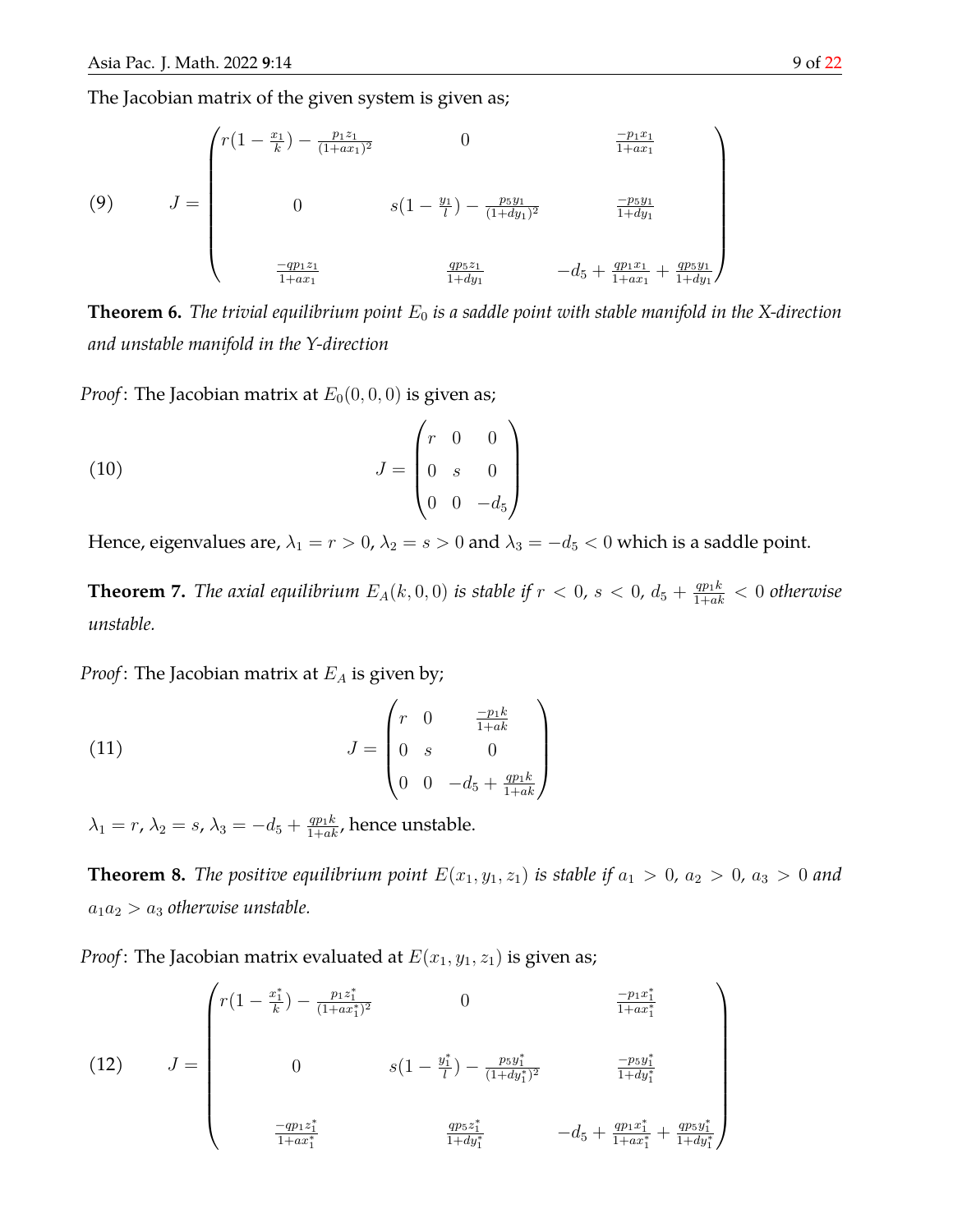The Jacobian matrix of the given system is given as;

$$
(9) \qquad J = \begin{pmatrix} r(1-\frac{x_1}{k}) - \frac{p_1 z_1}{(1+ax_1)^2} & 0 & \frac{-p_1 x_1}{1+ax_1} \\ 0 & s(1-\frac{y_1}{l}) - \frac{p_5 y_1}{(1+dy_1)^2} & \frac{-p_5 y_1}{1+dy_1} \\ \frac{-qp_1 z_1}{1+ax_1} & \frac{qp_5 z_1}{1+dy_1} & -d_5 + \frac{qp_1 x_1}{1+ax_1} + \frac{qp_5 y_1}{1+dy_1} \end{pmatrix}
$$

**Theorem 6.** *The trivial equilibrium point $E_0$ is a saddle point with stable manifold in the X-direction and unstable manifold in the Y-direction*

*Proof*: The Jacobian matrix at $E_0(0,0,0)$ is given as;

$$
(10) \qquad J = \begin{pmatrix} r & 0 & 0 \\ 0 & s & 0 \\ 0 & 0 & -d_5 \end{pmatrix}
$$

Hence, eigenvalues are, $\lambda_1 = r > 0$, $\lambda_2 = s > 0$ and $\lambda_3 = -d_5 < 0$ which is a saddle point.

**Theorem 7.** *The axial equilibrium $E_A(k,0,0)$ is stable if $r < 0$, $s < 0$, $d_5 + \frac{qp_1 k}{1+ak} < 0$ otherwise unstable.*

*Proof*: The Jacobian matrix at $E_A$ is given by;

$$
(11) \qquad J = \begin{pmatrix} r & 0 & \frac{-p_1 k}{1+ak} \\ 0 & s & 0 \\ 0 & 0 & -d_5 + \frac{qp_1 k}{1+ak} \end{pmatrix}
$$

$\lambda_1 = r$, $\lambda_2 = s$, $\lambda_3 = -d_5 + \frac{qp_1 k}{1+ak}$, hence unstable.

**Theorem 8.** *The positive equilibrium point $E(x_1, y_1, z_1)$ is stable if $a_1 > 0$, $a_2 > 0$, $a_3 > 0$ and $a_1 a_2 > a_3$ otherwise unstable.*

*Proof*: The Jacobian matrix evaluated at $E(x_1, y_1, z_1)$ is given as;

$$
(12) \qquad J = \begin{pmatrix} r(1-\frac{x_1^*}{k}) - \frac{p_1 z_1^*}{(1+ax_1^*)^2} & 0 & \frac{-p_1 x_1^*}{1+ax_1^*} \\ 0 & s(1-\frac{y_1^*}{l}) - \frac{p_5 y_1^*}{(1+dy_1^*)^2} & \frac{-p_5 y_1^*}{1+dy_1^*} \\ \frac{-qp_1 z_1^*}{1+ax_1^*} & \frac{qp_5 z_1^*}{1+dy_1^*} & -d_5 + \frac{qp_1 x_1^*}{1+ax_1^*} + \frac{qp_5 y_1^*}{1+dy_1^*} \end{pmatrix}
$$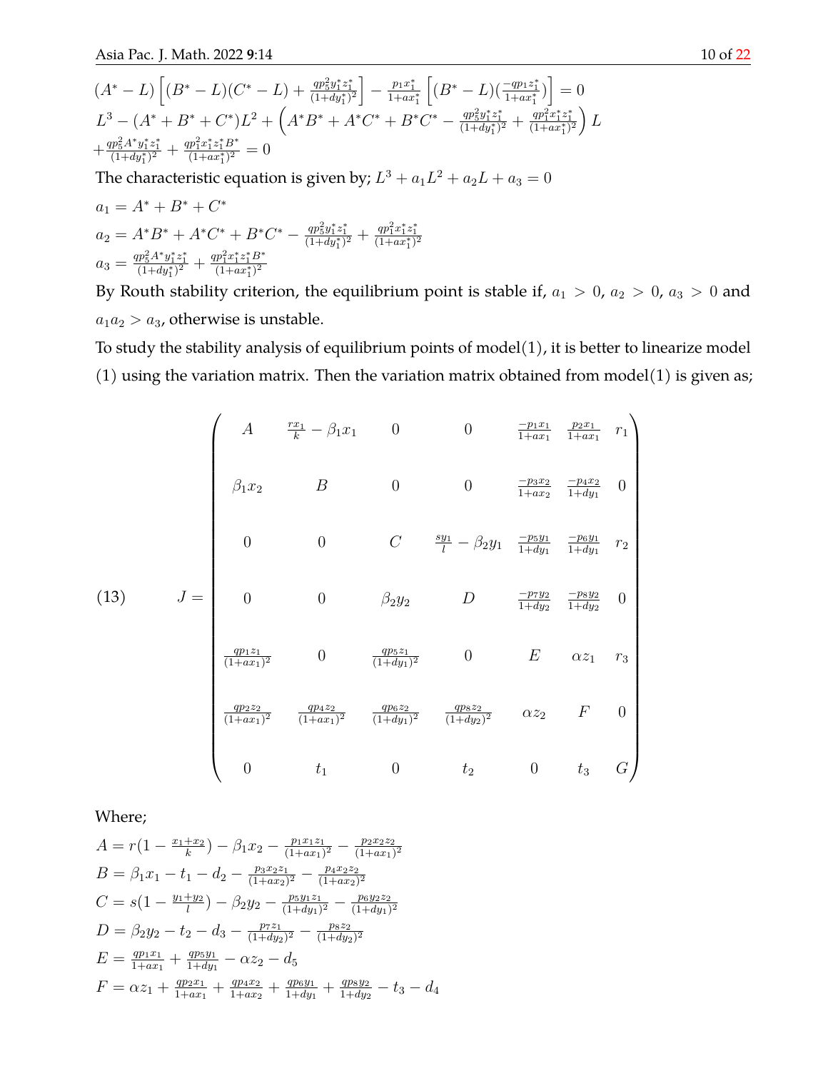$$(A^* - L)\left[(B^* - L)(C^* - L) + \frac{qp_5^2 y_1^* z_1^*}{(1+dy_1^*)^2}\right] - \frac{p_1 x_1^*}{1+ax_1^*}\left[(B^* - L)\left(\frac{-qp_1 z_1^*}{1+ax_1^*}\right)\right] = 0$$

$$L^3 - (A^* + B^* + C^*)L^2 + \left(A^*B^* + A^*C^* + B^*C^* - \frac{qp_5^2 y_1^* z_1^*}{(1+dy_1^*)^2} + \frac{qp_1^2 x_1^* z_1^*}{(1+ax_1^*)^2}\right)L$$
$$+ \frac{qp_5^2 A^* y_1^* z_1^*}{(1+dy_1^*)^2} + \frac{qp_1^2 x_1^* z_1^* B^*}{(1+ax_1^*)^2} = 0$$

The characteristic equation is given by; $L^3 + a_1 L^2 + a_2 L + a_3 = 0$

$$a_1 = A^* + B^* + C^*$$
$$a_2 = A^*B^* + A^*C^* + B^*C^* - \frac{qp_5^2 y_1^* z_1^*}{(1+dy_1^*)^2} + \frac{qp_1^2 x_1^* z_1^*}{(1+ax_1^*)^2}$$
$$a_3 = \frac{qp_5^2 A^* y_1^* z_1^*}{(1+dy_1^*)^2} + \frac{qp_1^2 x_1^* z_1^* B^*}{(1+ax_1^*)^2}$$

By Routh stability criterion, the equilibrium point is stable if, $a_1 > 0$, $a_2 > 0$, $a_3 > 0$ and $a_1 a_2 > a_3$, otherwise is unstable.

To study the stability analysis of equilibrium points of model(1), it is better to linearize model (1) using the variation matrix. Then the variation matrix obtained from model(1) is given as;

$$J = \begin{pmatrix} A & \frac{rx_1}{k} - \beta_1 x_1 & 0 & 0 & \frac{-p_1 x_1}{1+ax_1} & \frac{p_2 x_1}{1+ax_1} & r_1 \\ \beta_1 x_2 & B & 0 & 0 & \frac{-p_3 x_2}{1+ax_2} & \frac{-p_4 x_2}{1+dy_1} & 0 \\ 0 & 0 & C & \frac{sy_1}{l} - \beta_2 y_1 & \frac{-p_5 y_1}{1+dy_1} & \frac{-p_6 y_1}{1+dy_1} & r_2 \\ 0 & 0 & \beta_2 y_2 & D & \frac{-p_7 y_2}{1+dy_2} & \frac{-p_8 y_2}{1+dy_2} & 0 \\ \frac{qp_1 z_1}{(1+ax_1)^2} & 0 & \frac{qp_5 z_1}{(1+dy_1)^2} & 0 & E & \alpha z_1 & r_3 \\ \frac{qp_2 z_2}{(1+ax_1)^2} & \frac{qp_4 z_2}{(1+ax_1)^2} & \frac{qp_6 z_2}{(1+dy_1)^2} & \frac{qp_8 z_2}{(1+dy_2)^2} & \alpha z_2 & F & 0 \\ 0 & t_1 & 0 & t_2 & 0 & t_3 & G \end{pmatrix} \tag{13}$$

Where;

$$A = r\left(1 - \frac{x_1 + x_2}{k}\right) - \beta_1 x_2 - \frac{p_1 x_1 z_1}{(1+ax_1)^2} - \frac{p_2 x_2 z_2}{(1+ax_1)^2}$$
$$B = \beta_1 x_1 - t_1 - d_2 - \frac{p_3 x_2 z_1}{(1+ax_2)^2} - \frac{p_4 x_2 z_2}{(1+ax_2)^2}$$
$$C = s\left(1 - \frac{y_1 + y_2}{l}\right) - \beta_2 y_2 - \frac{p_5 y_1 z_1}{(1+dy_1)^2} - \frac{p_6 y_2 z_2}{(1+dy_1)^2}$$
$$D = \beta_2 y_2 - t_2 - d_3 - \frac{p_7 z_1}{(1+dy_2)^2} - \frac{p_8 z_2}{(1+dy_2)^2}$$
$$E = \frac{qp_1 x_1}{1+ax_1} + \frac{qp_5 y_1}{1+dy_1} - \alpha z_2 - d_5$$
$$F = \alpha z_1 + \frac{qp_2 x_1}{1+ax_1} + \frac{qp_4 x_2}{1+ax_2} + \frac{qp_6 y_1}{1+dy_1} + \frac{qp_8 y_2}{1+dy_2} - t_3 - d_4$$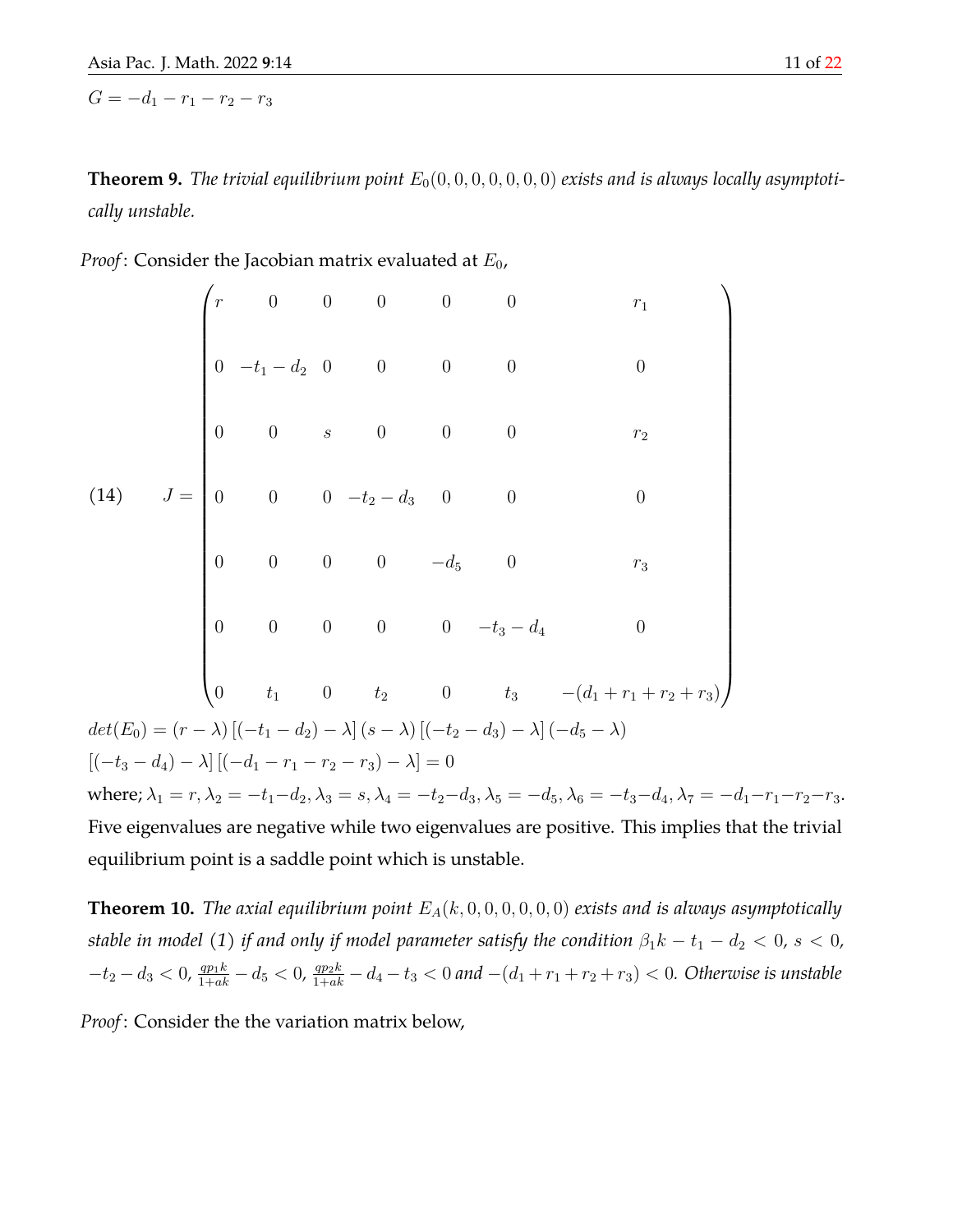$G = -d_1 - r_1 - r_2 - r_3$

**Theorem 9.** *The trivial equilibrium point $E_0(0,0,0,0,0,0,0)$ exists and is always locally asymptotically unstable.*

*Proof*: Consider the Jacobian matrix evaluated at $E_0$,

$$
J = \begin{pmatrix}
r & 0 & 0 & 0 & 0 & 0 & r_1 \\
0 & -t_1 - d_2 & 0 & 0 & 0 & 0 & 0 \\
0 & 0 & s & 0 & 0 & 0 & r_2 \\
0 & 0 & 0 & -t_2 - d_3 & 0 & 0 & 0 \\
0 & 0 & 0 & 0 & -d_5 & 0 & r_3 \\
0 & 0 & 0 & 0 & 0 & -t_3 - d_4 & 0 \\
0 & t_1 & 0 & t_2 & 0 & t_3 & -(d_1 + r_1 + r_2 + r_3)
\end{pmatrix} \tag{14}
$$

$det(E_0) = (r - \lambda)\left[(-t_1 - d_2) - \lambda\right](s - \lambda)\left[(-t_2 - d_3) - \lambda\right](-d_5 - \lambda)$
$\left[(-t_3 - d_4) - \lambda\right]\left[(-d_1 - r_1 - r_2 - r_3) - \lambda\right] = 0$

where; $\lambda_1 = r, \lambda_2 = -t_1 - d_2, \lambda_3 = s, \lambda_4 = -t_2 - d_3, \lambda_5 = -d_5, \lambda_6 = -t_3 - d_4, \lambda_7 = -d_1 - r_1 - r_2 - r_3$.
Five eigenvalues are negative while two eigenvalues are positive. This implies that the trivial equilibrium point is a saddle point which is unstable.

**Theorem 10.** *The axial equilibrium point $E_A(k,0,0,0,0,0,0)$ exists and is always asymptotically stable in model (1) if and only if model parameter satisfy the condition $\beta_1 k - t_1 - d_2 < 0$, $s < 0$, $-t_2 - d_3 < 0$, $\frac{qp_1 k}{1+ak} - d_5 < 0$, $\frac{qp_2 k}{1+ak} - d_4 - t_3 < 0$ and $-(d_1 + r_1 + r_2 + r_3) < 0$. Otherwise is unstable*

*Proof*: Consider the the variation matrix below,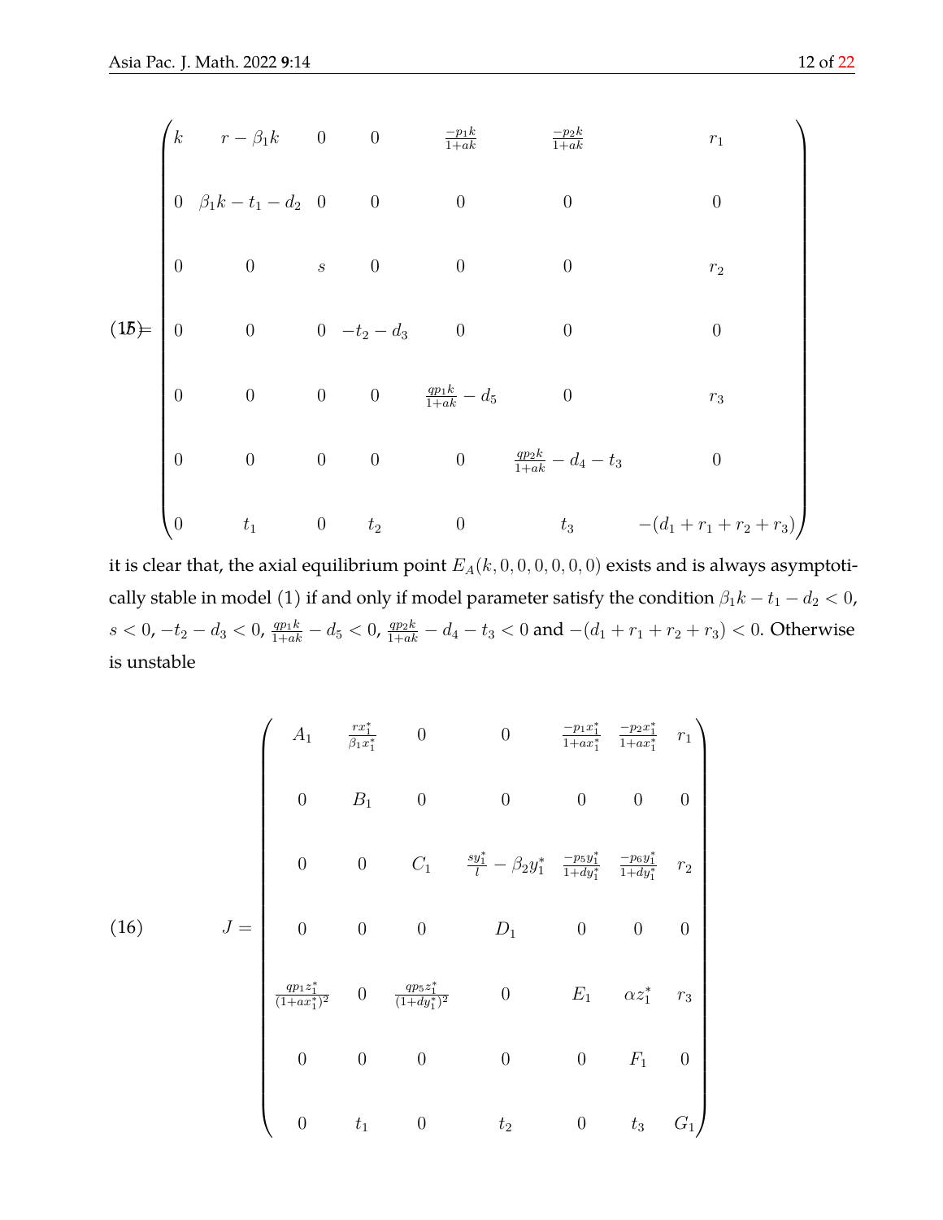$$
(15) = \begin{pmatrix}
k & r-\beta_1 k & 0 & 0 & \frac{-p_1 k}{1+ak} & \frac{-p_2 k}{1+ak} & r_1 \\
0 & \beta_1 k - t_1 - d_2 & 0 & 0 & 0 & 0 & 0 \\
0 & 0 & s & 0 & 0 & 0 & r_2 \\
0 & 0 & 0 & -t_2 - d_3 & 0 & 0 & 0 \\
0 & 0 & 0 & 0 & \frac{qp_1 k}{1+ak} - d_5 & 0 & r_3 \\
0 & 0 & 0 & 0 & 0 & \frac{qp_2 k}{1+ak} - d_4 - t_3 & 0 \\
0 & t_1 & 0 & t_2 & 0 & t_3 & -(d_1 + r_1 + r_2 + r_3)
\end{pmatrix}
$$

it is clear that, the axial equilibrium point $E_A(k, 0, 0, 0, 0, 0, 0)$ exists and is always asymptotically stable in model (1) if and only if model parameter satisfy the condition $\beta_1 k - t_1 - d_2 < 0$, $s < 0$, $-t_2 - d_3 < 0$, $\frac{qp_1 k}{1+ak} - d_5 < 0$, $\frac{qp_2 k}{1+ak} - d_4 - t_3 < 0$ and $-(d_1 + r_1 + r_2 + r_3) < 0$. Otherwise is unstable

$$
(16) \qquad J = \begin{pmatrix}
A_1 & \frac{rx_1^*}{\beta_1 x_1^*} & 0 & 0 & \frac{-p_1 x_1^*}{1+ax_1^*} & \frac{-p_2 x_1^*}{1+ax_1^*} & r_1 \\
0 & B_1 & 0 & 0 & 0 & 0 & 0 \\
0 & 0 & C_1 & \frac{sy_1^*}{l} - \beta_2 y_1^* & \frac{-p_5 y_1^*}{1+dy_1^*} & \frac{-p_6 y_1^*}{1+dy_1^*} & r_2 \\
0 & 0 & 0 & D_1 & 0 & 0 & 0 \\
\frac{qp_1 z_1^*}{(1+ax_1^*)^2} & 0 & \frac{qp_5 z_1^*}{(1+dy_1^*)^2} & 0 & E_1 & \alpha z_1^* & r_3 \\
0 & 0 & 0 & 0 & 0 & F_1 & 0 \\
0 & t_1 & 0 & t_2 & 0 & t_3 & G_1
\end{pmatrix}
$$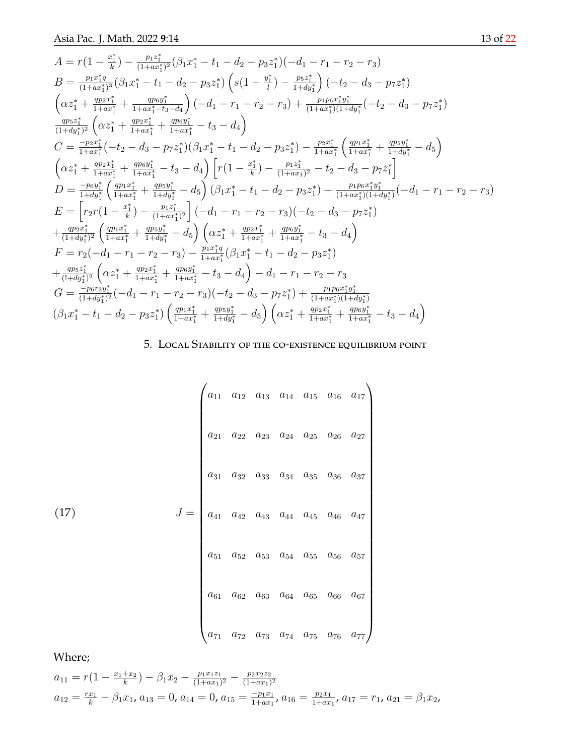$A = r(1 - \frac{x_1^*}{k}) - \frac{p_1 z_1^*}{(1+ax_1^*)^2}(\beta_1 x_1^* - t_1 - d_2 - p_3 z_1^*)(-d_1 - r_1 - r_2 - r_3)$

$B = \frac{p_1 x_1^* q}{(1+ax_1^*)^3}(\beta_1 x_1^* - t_1 - d_2 - p_3 z_1^*)\left(s(1 - \frac{y_1^*}{l}) - \frac{p_5 z_1^*}{1+dy_1^*}\right)(-t_2 - d_3 - p_7 z_1^*)$

$\left(\alpha z_1^* + \frac{qp_2 x_1^*}{1+ax_1^*} + \frac{qp_6 y_1^*}{1+ax_1^* - t_3 - d_4}\right)(-d_1 - r_1 - r_2 - r_3) + \frac{p_1 p_6 x_1^* y_1^*}{(1+ax_1^*)(1+dy_1^*)}(-t_2 - d_3 - p_7 z_1^*)$

$\frac{qp_5 z_1^*}{(1+dy_1^*)^2}\left(\alpha z_1^* + \frac{qp_2 x_1^*}{1+ax_1^*} + \frac{qp_6 y_1^*}{1+ax_1^*} - t_3 - d_4\right)$

$C = \frac{-p_2 x_1^*}{1+ax_1^*}(-t_2 - d_3 - p_7 z_1^*)(\beta_1 x_1^* - t_1 - d_2 - p_3 z_1^*) - \frac{p_2 x_1^*}{1+ax_1^*}\left(\frac{qp_1 x_1^*}{1+ax_1^*} + \frac{qp_5 y_1^*}{1+dy_1^*} - d_5\right)$

$\left(\alpha z_1^* + \frac{qp_2 x_1^*}{1+ax_1^*} + \frac{qp_6 y_1^*}{1+ax_1^*} - t_3 - d_4\right)\left[r(1 - \frac{x_1^*}{k}) - \frac{p_1 z_1^*}{(1+ax_1)^2} - t_2 - d_3 - p_7 z_1^*\right]$

$D = \frac{-p_6 y_1^*}{1+dy_1^*}\left(\frac{qp_1 x_1^*}{1+ax_1^*} + \frac{qp_5 y_1^*}{1+dy_1^*} - d_5\right)(\beta_1 x_1^* - t_1 - d_2 - p_3 z_1^*) + \frac{p_1 p_6 x_1^* y_1^*}{(1+ax_1^*)(1+dy_1^*)}(-d_1 - r_1 - r_2 - r_3)$

$E = \left[r_2 r(1 - \frac{x_1^*}{k}) - \frac{p_1 z_1^*}{(1+ax_1^*)^2}\right](-d_1 - r_1 - r_2 - r_3)(-t_2 - d_3 - p_7 z_1^*)$

$+\frac{qp_2 x_1^*}{(1+dy_1^*)^2}\left(\frac{qp_1 x_1^*}{1+ax_1^*} + \frac{qp_5 y_1^*}{1+dy_1^*} - d_5\right)\left(\alpha z_1^* + \frac{qp_2 x_1^*}{1+ax_1^*} + \frac{qp_6 y_1^*}{1+ax_1^*} - t_3 - d_4\right)$

$F = r_2(-d_1 - r_1 - r_2 - r_3) - \frac{p_1 x_1^* q}{1+ax_1^*}(\beta_1 x_1^* - t_1 - d_2 - p_3 z_1^*)$

$+\frac{qp_5 z_1^*}{(!+dy_1^*)^2}\left(\alpha z_1^* + \frac{qp_2 x_1^*}{1+ax_1^*} + \frac{qp_6 y_1^*}{1+ax_1^*} - t_3 - d_4\right) - d_1 - r_1 - r_2 - r_3$

$G = \frac{-p_6 r_2 y_1^*}{(1+dy_1^*)^2}(-d_1 - r_1 - r_2 - r_3)(-t_2 - d_3 - p_7 z_1^*) + \frac{p_1 p_6 x_1^* y_1^*}{(1+ax_1^*)(1+dy_1^*)}$

$(\beta_1 x_1^* - t_1 - d_2 - p_3 z_1^*)\left(\frac{qp_1 x_1^*}{1+ax_1^*} + \frac{qp_5 y_1^*}{1+dy_1^*} - d_5\right)\left(\alpha z_1^* + \frac{qp_2 x_1^*}{1+ax_1^*} + \frac{qp_6 y_1^*}{1+ax_1^*} - t_3 - d_4\right)$

## 5. Local Stability of the co-existence equilibrium point

$$J = \begin{pmatrix} a_{11} & a_{12} & a_{13} & a_{14} & a_{15} & a_{16} & a_{17} \\ a_{21} & a_{22} & a_{23} & a_{24} & a_{25} & a_{26} & a_{27} \\ a_{31} & a_{32} & a_{33} & a_{34} & a_{35} & a_{36} & a_{37} \\ a_{41} & a_{42} & a_{43} & a_{44} & a_{45} & a_{46} & a_{47} \\ a_{51} & a_{52} & a_{53} & a_{54} & a_{55} & a_{56} & a_{57} \\ a_{61} & a_{62} & a_{63} & a_{64} & a_{65} & a_{66} & a_{67} \\ a_{71} & a_{72} & a_{73} & a_{74} & a_{75} & a_{76} & a_{77} \end{pmatrix} \tag{17}$$

Where;

$a_{11} = r(1 - \frac{x_1 + x_2}{k}) - \beta_1 x_2 - \frac{p_1 x_1 z_1}{(1+ax_1)^2} - \frac{p_2 x_2 z_2}{(1+ax_1)^2}$

$a_{12} = \frac{rx_1}{k} - \beta_1 x_1$, $a_{13} = 0$, $a_{14} = 0$, $a_{15} = \frac{-p_1 x_1}{1+ax_1}$, $a_{16} = \frac{p_2 x_1}{1+ax_1}$, $a_{17} = r_1$, $a_{21} = \beta_1 x_2$,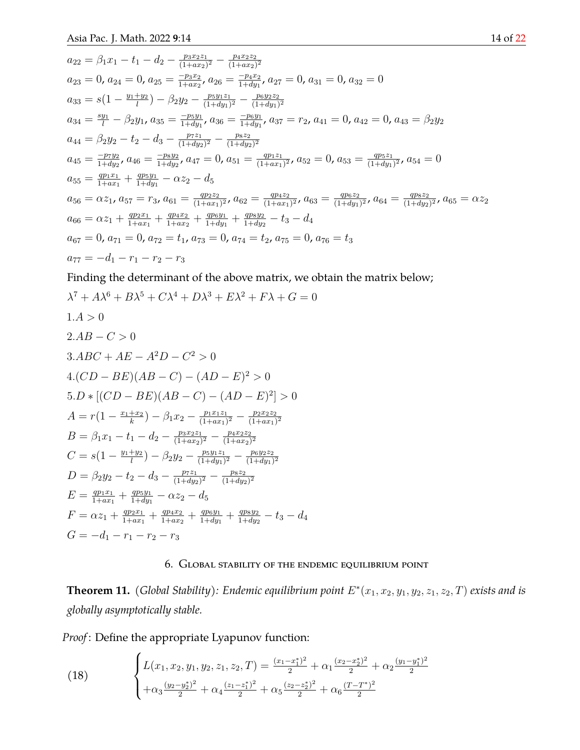$a_{22} = \beta_1 x_1 - t_1 - d_2 - \frac{p_3 x_2 z_1}{(1+ax_2)^2} - \frac{p_4 x_2 z_2}{(1+ax_2)^2}$

$a_{23} = 0$, $a_{24} = 0$, $a_{25} = \frac{-p_3 x_2}{1+ax_2}$, $a_{26} = \frac{-p_4 x_2}{1+dy_1}$, $a_{27} = 0$, $a_{31} = 0$, $a_{32} = 0$

$a_{33} = s(1 - \frac{y_1+y_2}{l}) - \beta_2 y_2 - \frac{p_5 y_1 z_1}{(1+dy_1)^2} - \frac{p_6 y_2 z_2}{(1+dy_1)^2}$

$a_{34} = \frac{sy_1}{l} - \beta_2 y_1$, $a_{35} = \frac{-p_5 y_1}{1+dy_1}$, $a_{36} = \frac{-p_6 y_1}{1+dy_1}$, $a_{37} = r_2$, $a_{41} = 0$, $a_{42} = 0$, $a_{43} = \beta_2 y_2$

$a_{44} = \beta_2 y_2 - t_2 - d_3 - \frac{p_7 z_1}{(1+dy_2)^2} - \frac{p_8 z_2}{(1+dy_2)^2}$

$a_{45} = \frac{-p_7 y_2}{1+dy_2}$, $a_{46} = \frac{-p_8 y_2}{1+dy_2}$, $a_{47} = 0$, $a_{51} = \frac{qp_1 z_1}{(1+ax_1)^2}$, $a_{52} = 0$, $a_{53} = \frac{qp_5 z_1}{(1+dy_1)^2}$, $a_{54} = 0$

$a_{55} = \frac{qp_1 x_1}{1+ax_1} + \frac{qp_5 y_1}{1+dy_1} - \alpha z_2 - d_5$

$a_{56} = \alpha z_1$, $a_{57} = r_3$, $a_{61} = \frac{qp_2 z_2}{(1+ax_1)^2}$, $a_{62} = \frac{qp_4 z_2}{(1+ax_1)^2}$, $a_{63} = \frac{qp_6 z_2}{(1+dy_1)^2}$, $a_{64} = \frac{qp_8 z_2}{(1+dy_2)^2}$, $a_{65} = \alpha z_2$

$a_{66} = \alpha z_1 + \frac{qp_2 x_1}{1+ax_1} + \frac{qp_4 x_2}{1+ax_2} + \frac{qp_6 y_1}{1+dy_1} + \frac{qp_8 y_2}{1+dy_2} - t_3 - d_4$

$a_{67} = 0$, $a_{71} = 0$, $a_{72} = t_1$, $a_{73} = 0$, $a_{74} = t_2$, $a_{75} = 0$, $a_{76} = t_3$

$a_{77} = -d_1 - r_1 - r_2 - r_3$

Finding the determinant of the above matrix, we obtain the matrix below;

$\lambda^7 + A\lambda^6 + B\lambda^5 + C\lambda^4 + D\lambda^3 + E\lambda^2 + F\lambda + G = 0$

1. $A > 0$

2. $AB - C > 0$

3. $ABC + AE - A^2 D - C^2 > 0$

4. $(CD - BE)(AB - C) - (AD - E)^2 > 0$

5. $D * [(CD - BE)(AB - C) - (AD - E)^2] > 0$

$A = r(1 - \frac{x_1+x_2}{k}) - \beta_1 x_2 - \frac{p_1 x_1 z_1}{(1+ax_1)^2} - \frac{p_2 x_2 z_2}{(1+ax_1)^2}$

$B = \beta_1 x_1 - t_1 - d_2 - \frac{p_3 x_2 z_1}{(1+ax_2)^2} - \frac{p_4 x_2 z_2}{(1+ax_2)^2}$

$C = s(1 - \frac{y_1+y_2}{l}) - \beta_2 y_2 - \frac{p_5 y_1 z_1}{(1+dy_1)^2} - \frac{p_6 y_2 z_2}{(1+dy_1)^2}$

$D = \beta_2 y_2 - t_2 - d_3 - \frac{p_7 z_1}{(1+dy_2)^2} - \frac{p_8 z_2}{(1+dy_2)^2}$

$E = \frac{qp_1 x_1}{1+ax_1} + \frac{qp_5 y_1}{1+dy_1} - \alpha z_2 - d_5$

$F = \alpha z_1 + \frac{qp_2 x_1}{1+ax_1} + \frac{qp_4 x_2}{1+ax_2} + \frac{qp_6 y_1}{1+dy_1} + \frac{qp_8 y_2}{1+dy_2} - t_3 - d_4$

$G = -d_1 - r_1 - r_2 - r_3$

## 6. Global stability of the endemic equilibrium point

**Theorem 11.** (*Global Stability*): *Endemic equilibrium point $E^*(x_1, x_2, y_1, y_2, z_1, z_2, T)$ exists and is globally asymptotically stable.*

*Proof*: Define the appropriate Lyapunov function:

$$\begin{cases} L(x_1, x_2, y_1, y_2, z_1, z_2, T) = \frac{(x_1 - x_1^*)^2}{2} + \alpha_1 \frac{(x_2 - x_2^*)^2}{2} + \alpha_2 \frac{(y_1 - y_1^*)^2}{2} \\ + \alpha_3 \frac{(y_2 - y_2^*)^2}{2} + \alpha_4 \frac{(z_1 - z_1^*)^2}{2} + \alpha_5 \frac{(z_2 - z_2^*)^2}{2} + \alpha_6 \frac{(T - T^*)^2}{2} \end{cases} \tag{18}$$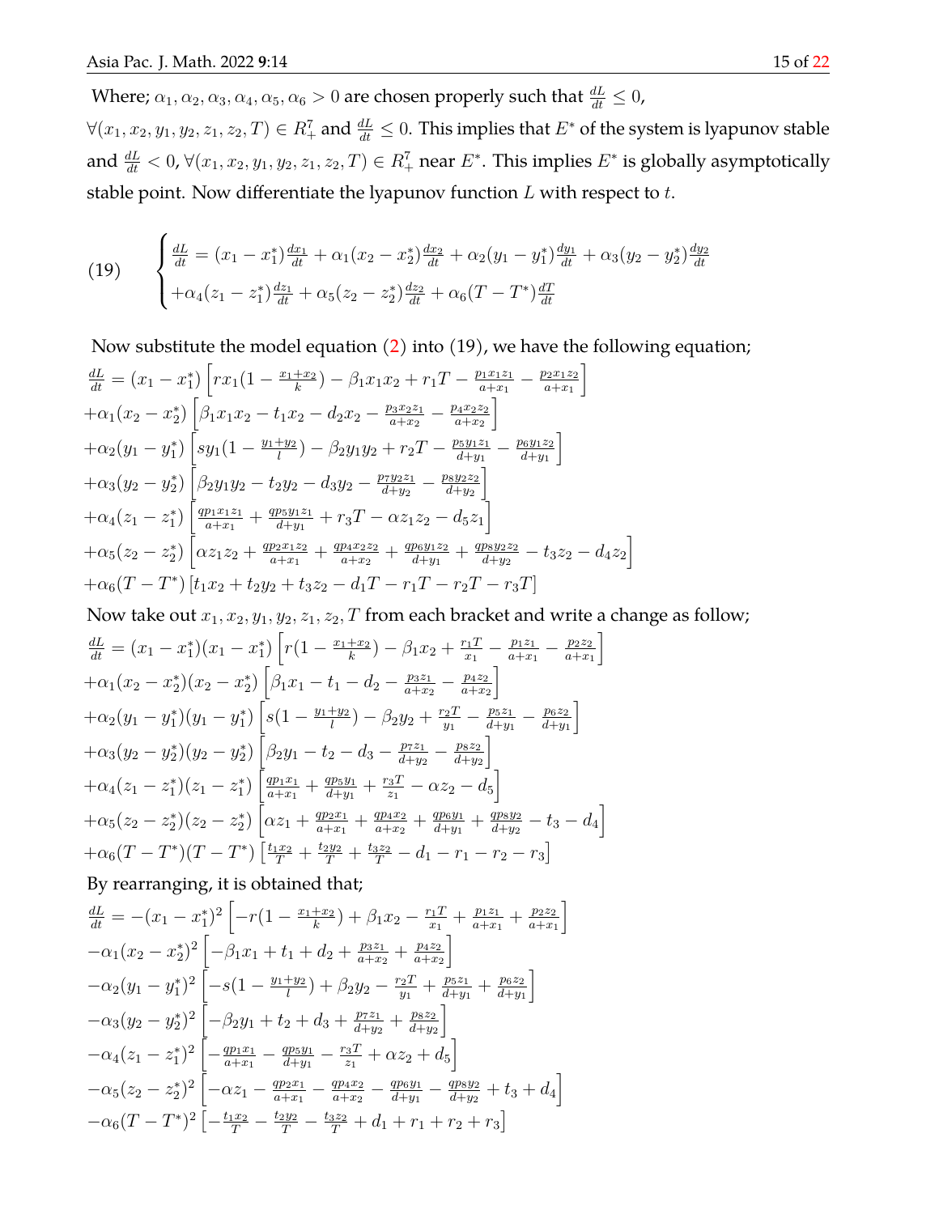Where; $\alpha_1, \alpha_2, \alpha_3, \alpha_4, \alpha_5, \alpha_6 > 0$ are chosen properly such that $\frac{dL}{dt} \leq 0$, $\forall (x_1, x_2, y_1, y_2, z_1, z_2, T) \in R_+^7$ and $\frac{dL}{dt} \leq 0$. This implies that $E^*$ of the system is lyapunov stable and $\frac{dL}{dt} < 0$, $\forall (x_1, x_2, y_1, y_2, z_1, z_2, T) \in R_+^7$ near $E^*$. This implies $E^*$ is globally asymptotically stable point. Now differentiate the lyapunov function $L$ with respect to $t$.

$$
(19) \qquad \begin{cases} \frac{dL}{dt} = (x_1 - x_1^*)\frac{dx_1}{dt} + \alpha_1(x_2 - x_2^*)\frac{dx_2}{dt} + \alpha_2(y_1 - y_1^*)\frac{dy_1}{dt} + \alpha_3(y_2 - y_2^*)\frac{dy_2}{dt} \\ +\alpha_4(z_1 - z_1^*)\frac{dz_1}{dt} + \alpha_5(z_2 - z_2^*)\frac{dz_2}{dt} + \alpha_6(T - T^*)\frac{dT}{dt} \end{cases}
$$

Now substitute the model equation (2) into (19), we have the following equation;

$$
\begin{aligned}
\frac{dL}{dt} &= (x_1 - x_1^*)\left[rx_1(1 - \tfrac{x_1 + x_2}{k}) - \beta_1 x_1 x_2 + r_1 T - \tfrac{p_1 x_1 z_1}{a + x_1} - \tfrac{p_2 x_1 z_2}{a + x_1}\right] \\
&+\alpha_1(x_2 - x_2^*)\left[\beta_1 x_1 x_2 - t_1 x_2 - d_2 x_2 - \tfrac{p_3 x_2 z_1}{a + x_2} - \tfrac{p_4 x_2 z_2}{a + x_2}\right] \\
&+\alpha_2(y_1 - y_1^*)\left[sy_1(1 - \tfrac{y_1 + y_2}{l}) - \beta_2 y_1 y_2 + r_2 T - \tfrac{p_5 y_1 z_1}{d + y_1} - \tfrac{p_6 y_1 z_2}{d + y_1}\right] \\
&+\alpha_3(y_2 - y_2^*)\left[\beta_2 y_1 y_2 - t_2 y_2 - d_3 y_2 - \tfrac{p_7 y_2 z_1}{d + y_2} - \tfrac{p_8 y_2 z_2}{d + y_2}\right] \\
&+\alpha_4(z_1 - z_1^*)\left[\tfrac{qp_1 x_1 z_1}{a + x_1} + \tfrac{qp_5 y_1 z_1}{d + y_1} + r_3 T - \alpha z_1 z_2 - d_5 z_1\right] \\
&+\alpha_5(z_2 - z_2^*)\left[\alpha z_1 z_2 + \tfrac{qp_2 x_1 z_2}{a + x_1} + \tfrac{qp_4 x_2 z_2}{a + x_2} + \tfrac{qp_6 y_1 z_2}{d + y_1} + \tfrac{qp_8 y_2 z_2}{d + y_2} - t_3 z_2 - d_4 z_2\right] \\
&+\alpha_6(T - T^*)\left[t_1 x_2 + t_2 y_2 + t_3 z_2 - d_1 T - r_1 T - r_2 T - r_3 T\right]
\end{aligned}
$$

Now take out $x_1, x_2, y_1, y_2, z_1, z_2, T$ from each bracket and write a change as follow;

$$
\begin{aligned}
\frac{dL}{dt} &= (x_1 - x_1^*)(x_1 - x_1^*)\left[r(1 - \tfrac{x_1 + x_2}{k}) - \beta_1 x_2 + \tfrac{r_1 T}{x_1} - \tfrac{p_1 z_1}{a + x_1} - \tfrac{p_2 z_2}{a + x_1}\right] \\
&+\alpha_1(x_2 - x_2^*)(x_2 - x_2^*)\left[\beta_1 x_1 - t_1 - d_2 - \tfrac{p_3 z_1}{a + x_2} - \tfrac{p_4 z_2}{a + x_2}\right] \\
&+\alpha_2(y_1 - y_1^*)(y_1 - y_1^*)\left[s(1 - \tfrac{y_1 + y_2}{l}) - \beta_2 y_2 + \tfrac{r_2 T}{y_1} - \tfrac{p_5 z_1}{d + y_1} - \tfrac{p_6 z_2}{d + y_1}\right] \\
&+\alpha_3(y_2 - y_2^*)(y_2 - y_2^*)\left[\beta_2 y_1 - t_2 - d_3 - \tfrac{p_7 z_1}{d + y_2} - \tfrac{p_8 z_2}{d + y_2}\right] \\
&+\alpha_4(z_1 - z_1^*)(z_1 - z_1^*)\left[\tfrac{qp_1 x_1}{a + x_1} + \tfrac{qp_5 y_1}{d + y_1} + \tfrac{r_3 T}{z_1} - \alpha z_2 - d_5\right] \\
&+\alpha_5(z_2 - z_2^*)(z_2 - z_2^*)\left[\alpha z_1 + \tfrac{qp_2 x_1}{a + x_1} + \tfrac{qp_4 x_2}{a + x_2} + \tfrac{qp_6 y_1}{d + y_1} + \tfrac{qp_8 y_2}{d + y_2} - t_3 - d_4\right] \\
&+\alpha_6(T - T^*)(T - T^*)\left[\tfrac{t_1 x_2}{T} + \tfrac{t_2 y_2}{T} + \tfrac{t_3 z_2}{T} - d_1 - r_1 - r_2 - r_3\right]
\end{aligned}
$$

By rearranging, it is obtained that;

$$
\begin{aligned}
\frac{dL}{dt} &= -(x_1 - x_1^*)^2\left[-r(1 - \tfrac{x_1 + x_2}{k}) + \beta_1 x_2 - \tfrac{r_1 T}{x_1} + \tfrac{p_1 z_1}{a + x_1} + \tfrac{p_2 z_2}{a + x_1}\right] \\
&-\alpha_1(x_2 - x_2^*)^2\left[-\beta_1 x_1 + t_1 + d_2 + \tfrac{p_3 z_1}{a + x_2} + \tfrac{p_4 z_2}{a + x_2}\right] \\
&-\alpha_2(y_1 - y_1^*)^2\left[-s(1 - \tfrac{y_1 + y_2}{l}) + \beta_2 y_2 - \tfrac{r_2 T}{y_1} + \tfrac{p_5 z_1}{d + y_1} + \tfrac{p_6 z_2}{d + y_1}\right] \\
&-\alpha_3(y_2 - y_2^*)^2\left[-\beta_2 y_1 + t_2 + d_3 + \tfrac{p_7 z_1}{d + y_2} + \tfrac{p_8 z_2}{d + y_2}\right] \\
&-\alpha_4(z_1 - z_1^*)^2\left[-\tfrac{qp_1 x_1}{a + x_1} - \tfrac{qp_5 y_1}{d + y_1} - \tfrac{r_3 T}{z_1} + \alpha z_2 + d_5\right] \\
&-\alpha_5(z_2 - z_2^*)^2\left[-\alpha z_1 - \tfrac{qp_2 x_1}{a + x_1} - \tfrac{qp_4 x_2}{a + x_2} - \tfrac{qp_6 y_1}{d + y_1} - \tfrac{qp_8 y_2}{d + y_2} + t_3 + d_4\right] \\
&-\alpha_6(T - T^*)^2\left[-\tfrac{t_1 x_2}{T} - \tfrac{t_2 y_2}{T} - \tfrac{t_3 z_2}{T} + d_1 + r_1 + r_2 + r_3\right]
\end{aligned}
$$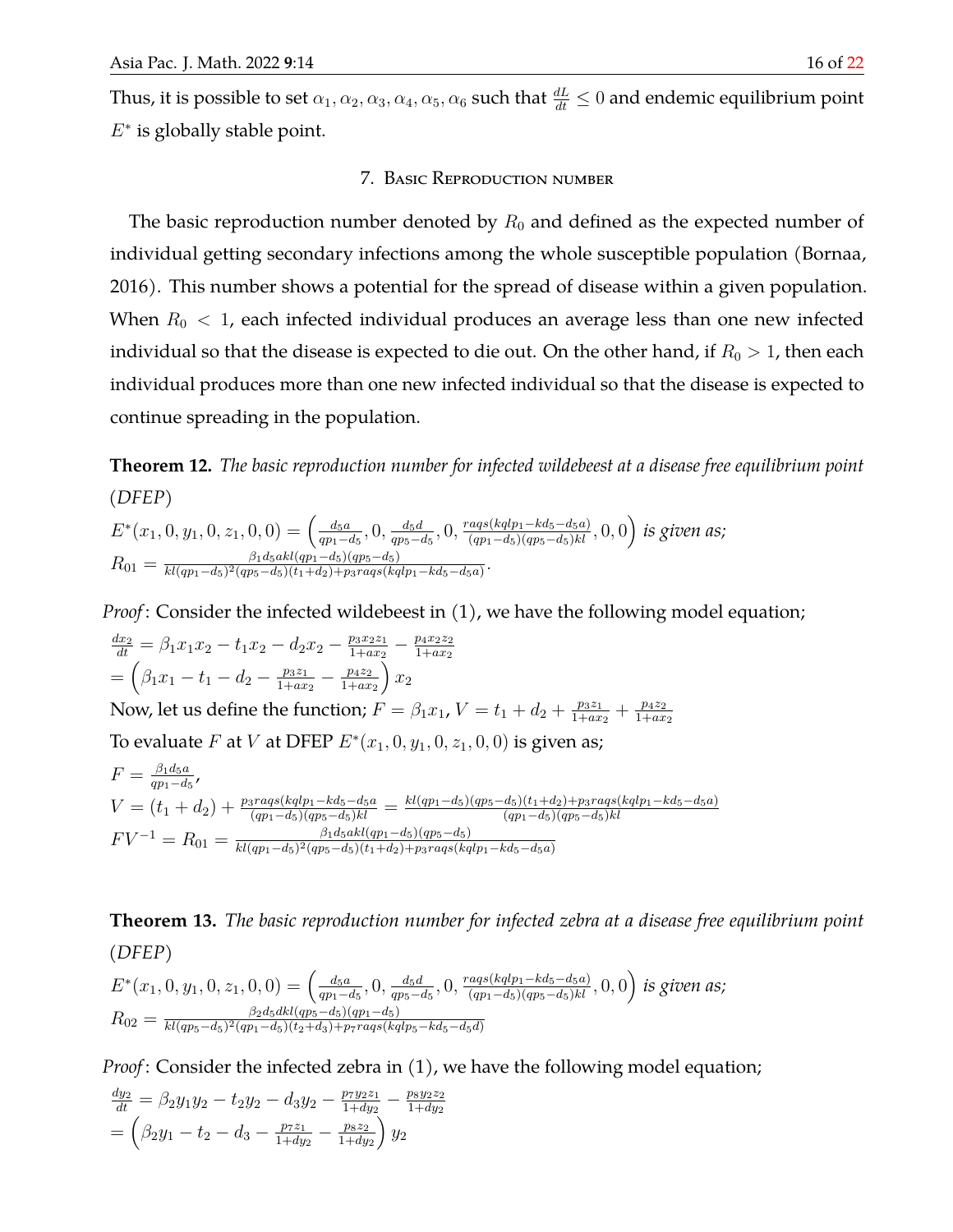Thus, it is possible to set $\alpha_1, \alpha_2, \alpha_3, \alpha_4, \alpha_5, \alpha_6$ such that $\frac{dL}{dt} \leq 0$ and endemic equilibrium point $E^*$ is globally stable point.

## 7. Basic Reproduction number

The basic reproduction number denoted by $R_0$ and defined as the expected number of individual getting secondary infections among the whole susceptible population (Bornaa, 2016). This number shows a potential for the spread of disease within a given population. When $R_0 < 1$, each infected individual produces an average less than one new infected individual so that the disease is expected to die out. On the other hand, if $R_0 > 1$, then each individual produces more than one new infected individual so that the disease is expected to continue spreading in the population.

**Theorem 12.** *The basic reproduction number for infected wildebeest at a disease free equilibrium point (DFEP)*
$E^*(x_1, 0, y_1, 0, z_1, 0, 0) = \left(\frac{d_5 a}{qp_1 - d_5}, 0, \frac{d_5 d}{qp_5 - d_5}, 0, \frac{raqs(kqlp_1 - kd_5 - d_5 a)}{(qp_1 - d_5)(qp_5 - d_5)kl}, 0, 0\right)$ *is given as;*
$R_{01} = \frac{\beta_1 d_5 akl(qp_1 - d_5)(qp_5 - d_5)}{kl(qp_1 - d_5)^2(qp_5 - d_5)(t_1 + d_2) + p_3 raqs(kqlp_1 - kd_5 - d_5 a)}$.

*Proof*: Consider the infected wildebeest in (1), we have the following model equation;

$$\frac{dx_2}{dt} = \beta_1 x_1 x_2 - t_1 x_2 - d_2 x_2 - \frac{p_3 x_2 z_1}{1 + a x_2} - \frac{p_4 x_2 z_2}{1 + a x_2}$$
$$= \left(\beta_1 x_1 - t_1 - d_2 - \frac{p_3 z_1}{1 + a x_2} - \frac{p_4 z_2}{1 + a x_2}\right) x_2$$

Now, let us define the function; $F = \beta_1 x_1$, $V = t_1 + d_2 + \frac{p_3 z_1}{1 + a x_2} + \frac{p_4 z_2}{1 + a x_2}$

To evaluate $F$ at $V$ at DFEP $E^*(x_1, 0, y_1, 0, z_1, 0, 0)$ is given as;

$$F = \frac{\beta_1 d_5 a}{qp_1 - d_5},$$
$$V = (t_1 + d_2) + \frac{p_3 raqs(kqlp_1 - kd_5 - d_5 a}{(qp_1 - d_5)(qp_5 - d_5)kl} = \frac{kl(qp_1 - d_5)(qp_5 - d_5)(t_1 + d_2) + p_3 raqs(kqlp_1 - kd_5 - d_5 a)}{(qp_1 - d_5)(qp_5 - d_5)kl}$$
$$FV^{-1} = R_{01} = \frac{\beta_1 d_5 akl(qp_1 - d_5)(qp_5 - d_5)}{kl(qp_1 - d_5)^2(qp_5 - d_5)(t_1 + d_2) + p_3 raqs(kqlp_1 - kd_5 - d_5 a)}$$

**Theorem 13.** *The basic reproduction number for infected zebra at a disease free equilibrium point (DFEP)*
$E^*(x_1, 0, y_1, 0, z_1, 0, 0) = \left(\frac{d_5 a}{qp_1 - d_5}, 0, \frac{d_5 d}{qp_5 - d_5}, 0, \frac{raqs(kqlp_1 - kd_5 - d_5 a)}{(qp_1 - d_5)(qp_5 - d_5)kl}, 0, 0\right)$ *is given as;*
$R_{02} = \frac{\beta_2 d_5 dkl(qp_5 - d_5)(qp_1 - d_5)}{kl(qp_5 - d_5)^2(qp_1 - d_5)(t_2 + d_3) + p_7 raqs(kqlp_5 - kd_5 - d_5 d)}$

*Proof*: Consider the infected zebra in (1), we have the following model equation;

$$\frac{dy_2}{dt} = \beta_2 y_1 y_2 - t_2 y_2 - d_3 y_2 - \frac{p_7 y_2 z_1}{1 + d y_2} - \frac{p_8 y_2 z_2}{1 + d y_2}$$
$$= \left(\beta_2 y_1 - t_2 - d_3 - \frac{p_7 z_1}{1 + d y_2} - \frac{p_8 z_2}{1 + d y_2}\right) y_2$$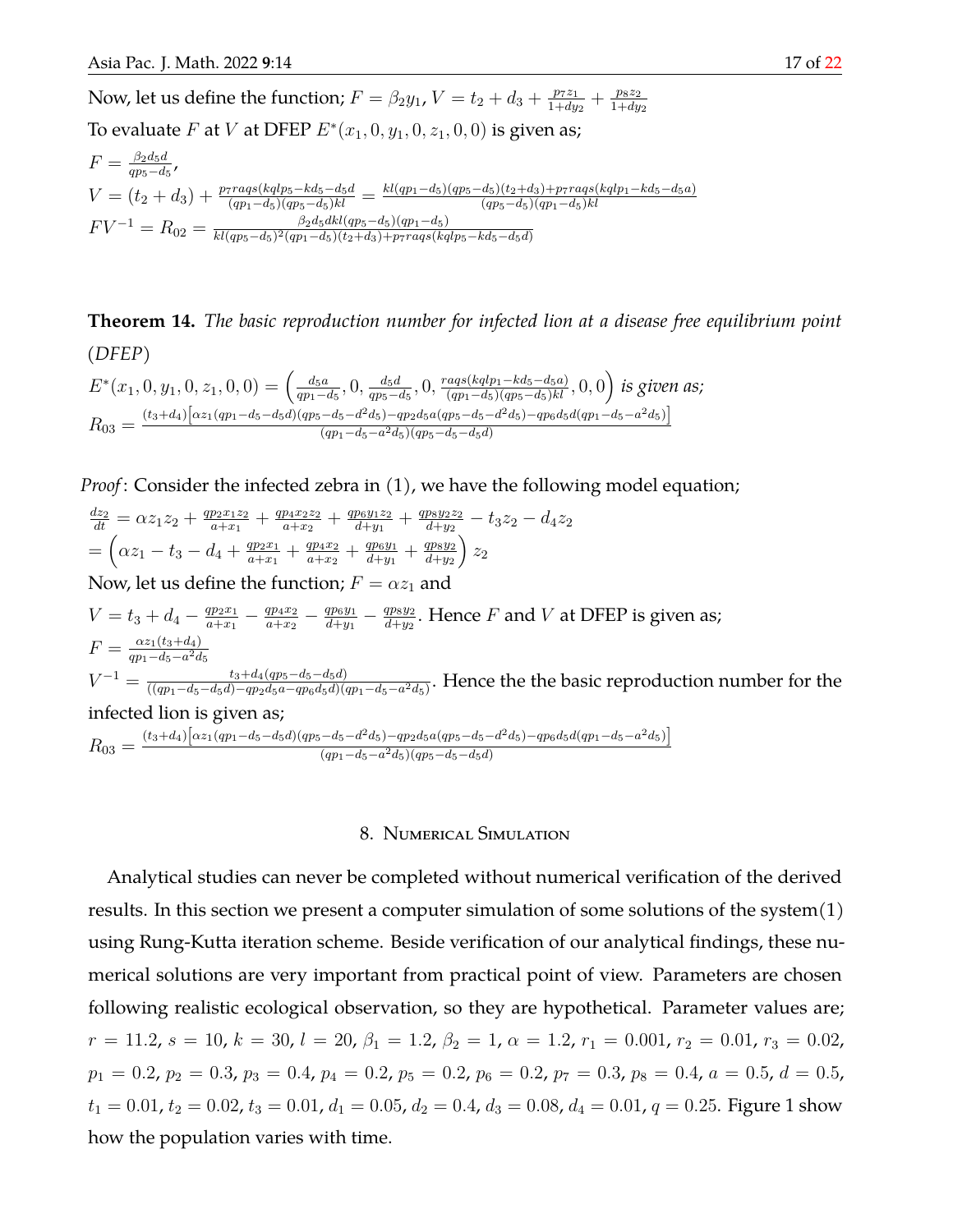Now, let us define the function; $F = \beta_2 y_1$, $V = t_2 + d_3 + \frac{p_7 z_1}{1+dy_2} + \frac{p_8 z_2}{1+dy_2}$

To evaluate $F$ at $V$ at DFEP $E^*(x_1, 0, y_1, 0, z_1, 0, 0)$ is given as;

$F = \frac{\beta_2 d_5 d}{qp_5 - d_5}$,

$V = (t_2 + d_3) + \frac{p_7 raqs(kqlp_5 - kd_5 - d_5 d}{(qp_1 - d_5)(qp_5 - d_5)kl} = \frac{kl(qp_1 - d_5)(qp_5 - d_5)(t_2 + d_3) + p_7 raqs(kqlp_1 - kd_5 - d_5 a)}{(qp_5 - d_5)(qp_1 - d_5)kl}$

$FV^{-1} = R_{02} = \frac{\beta_2 d_5 dkl(qp_5 - d_5)(qp_1 - d_5)}{kl(qp_5 - d_5)^2(qp_1 - d_5)(t_2 + d_3) + p_7 raqs(kqlp_5 - kd_5 - d_5 d)}$

**Theorem 14.** *The basic reproduction number for infected lion at a disease free equilibrium point (DFEP)*

$E^*(x_1, 0, y_1, 0, z_1, 0, 0) = \left( \frac{d_5 a}{qp_1 - d_5}, 0, \frac{d_5 d}{qp_5 - d_5}, 0, \frac{raqs(kqlp_1 - kd_5 - d_5 a)}{(qp_1 - d_5)(qp_5 - d_5)kl}, 0, 0 \right)$ *is given as;*

$R_{03} = \frac{(t_3 + d_4)\left[\alpha z_1 (qp_1 - d_5 - d_5 d)(qp_5 - d_5 - d^2 d_5) - qp_2 d_5 a(qp_5 - d_5 - d^2 d_5) - qp_6 d_5 d(qp_1 - d_5 - a^2 d_5)\right]}{(qp_1 - d_5 - a^2 d_5)(qp_5 - d_5 - d_5 d)}$

*Proof*: Consider the infected zebra in (1), we have the following model equation;

$\frac{dz_2}{dt} = \alpha z_1 z_2 + \frac{qp_2 x_1 z_2}{a + x_1} + \frac{qp_4 x_2 z_2}{a + x_2} + \frac{qp_6 y_1 z_2}{d + y_1} + \frac{qp_8 y_2 z_2}{d + y_2} - t_3 z_2 - d_4 z_2$

$= \left( \alpha z_1 - t_3 - d_4 + \frac{qp_2 x_1}{a + x_1} + \frac{qp_4 x_2}{a + x_2} + \frac{qp_6 y_1}{d + y_1} + \frac{qp_8 y_2}{d + y_2} \right) z_2$

Now, let us define the function; $F = \alpha z_1$ and

$V = t_3 + d_4 - \frac{qp_2 x_1}{a + x_1} - \frac{qp_4 x_2}{a + x_2} - \frac{qp_6 y_1}{d + y_1} - \frac{qp_8 y_2}{d + y_2}$. Hence $F$ and $V$ at DFEP is given as;

$F = \frac{\alpha z_1 (t_3 + d_4)}{qp_1 - d_5 - a^2 d_5}$

$V^{-1} = \frac{t_3 + d_4(qp_5 - d_5 - d_5 d)}{((qp_1 - d_5 - d_5 d) - qp_2 d_5 a - qp_6 d_5 d)(qp_1 - d_5 - a^2 d_5)}$. Hence the the basic reproduction number for the infected lion is given as;

$R_{03} = \frac{(t_3 + d_4)\left[\alpha z_1 (qp_1 - d_5 - d_5 d)(qp_5 - d_5 - d^2 d_5) - qp_2 d_5 a(qp_5 - d_5 - d^2 d_5) - qp_6 d_5 d(qp_1 - d_5 - a^2 d_5)\right]}{(qp_1 - d_5 - a^2 d_5)(qp_5 - d_5 - d_5 d)}$

## 8. Numerical Simulation

Analytical studies can never be completed without numerical verification of the derived results. In this section we present a computer simulation of some solutions of the system(1) using Rung-Kutta iteration scheme. Beside verification of our analytical findings, these numerical solutions are very important from practical point of view. Parameters are chosen following realistic ecological observation, so they are hypothetical. Parameter values are; $r = 11.2$, $s = 10$, $k = 30$, $l = 20$, $\beta_1 = 1.2$, $\beta_2 = 1$, $\alpha = 1.2$, $r_1 = 0.001$, $r_2 = 0.01$, $r_3 = 0.02$, $p_1 = 0.2$, $p_2 = 0.3$, $p_3 = 0.4$, $p_4 = 0.2$, $p_5 = 0.2$, $p_6 = 0.2$, $p_7 = 0.3$, $p_8 = 0.4$, $a = 0.5$, $d = 0.5$, $t_1 = 0.01$, $t_2 = 0.02$, $t_3 = 0.01$, $d_1 = 0.05$, $d_2 = 0.4$, $d_3 = 0.08$, $d_4 = 0.01$, $q = 0.25$. Figure 1 show how the population varies with time.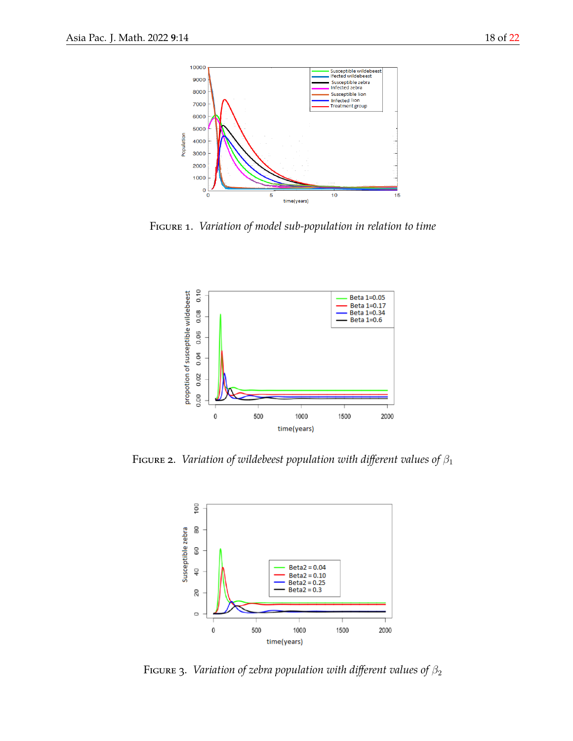FIGURE 1. *Variation of model sub-population in relation to time*

FIGURE 2. *Variation of wildebeest population with different values of $\beta_1$*

FIGURE 3. *Variation of zebra population with different values of $\beta_2$*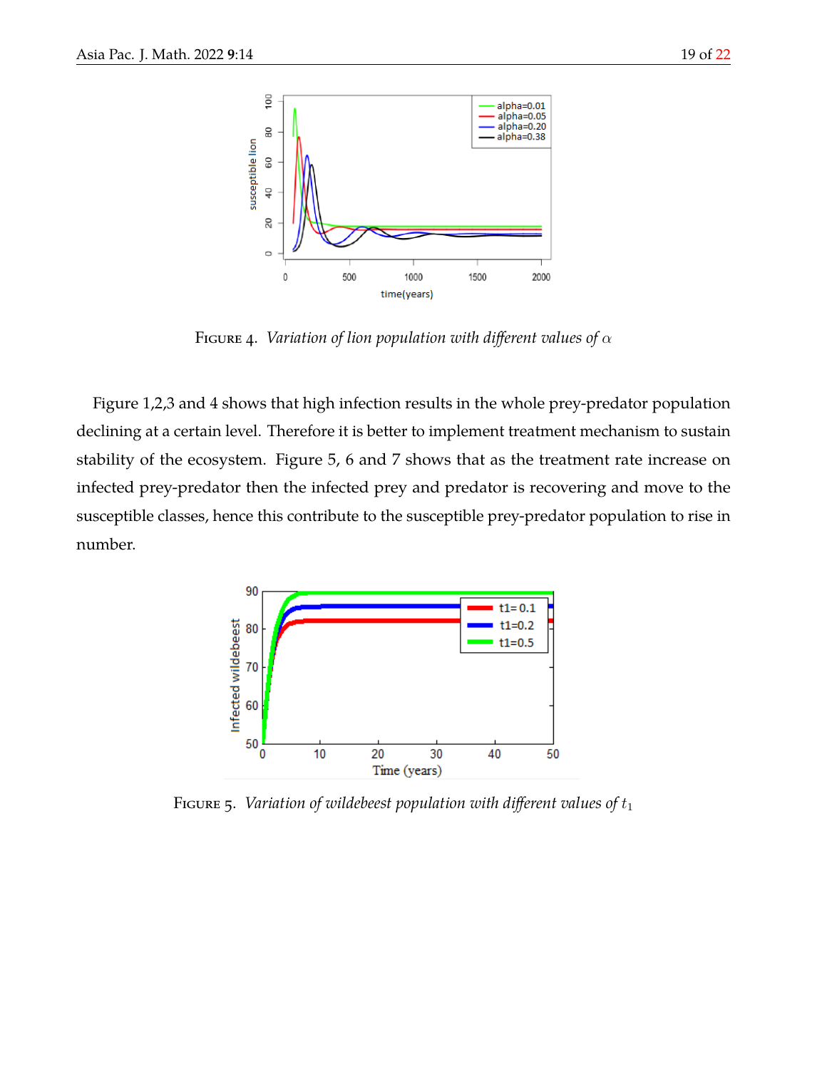FIGURE 4. *Variation of lion population with different values of $\alpha$*

Figure 1,2,3 and 4 shows that high infection results in the whole prey-predator population declining at a certain level. Therefore it is better to implement treatment mechanism to sustain stability of the ecosystem. Figure 5, 6 and 7 shows that as the treatment rate increase on infected prey-predator then the infected prey and predator is recovering and move to the susceptible classes, hence this contribute to the susceptible prey-predator population to rise in number.

FIGURE 5. *Variation of wildebeest population with different values of $t_1$*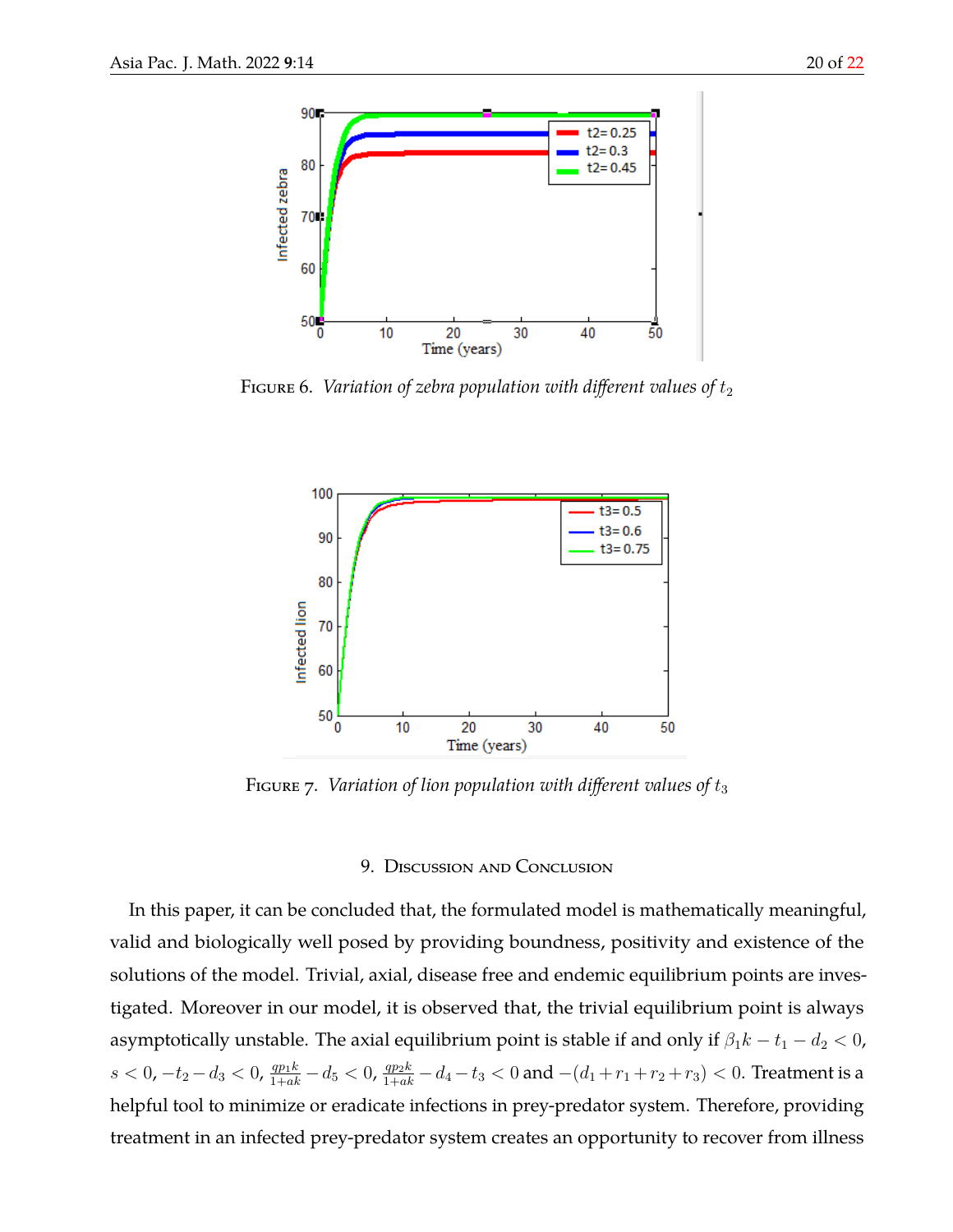FIGURE 6. *Variation of zebra population with different values of* $t_2$

FIGURE 7. *Variation of lion population with different values of* $t_3$

## 9. Discussion and Conclusion

In this paper, it can be concluded that, the formulated model is mathematically meaningful, valid and biologically well posed by providing boundness, positivity and existence of the solutions of the model. Trivial, axial, disease free and endemic equilibrium points are investigated. Moreover in our model, it is observed that, the trivial equilibrium point is always asymptotically unstable. The axial equilibrium point is stable if and only if $\beta_1 k - t_1 - d_2 < 0$, $s < 0$, $-t_2 - d_3 < 0$, $\frac{qp_1 k}{1+ak} - d_5 < 0$, $\frac{qp_2 k}{1+ak} - d_4 - t_3 < 0$ and $-(d_1 + r_1 + r_2 + r_3) < 0$. Treatment is a helpful tool to minimize or eradicate infections in prey-predator system. Therefore, providing treatment in an infected prey-predator system creates an opportunity to recover from illness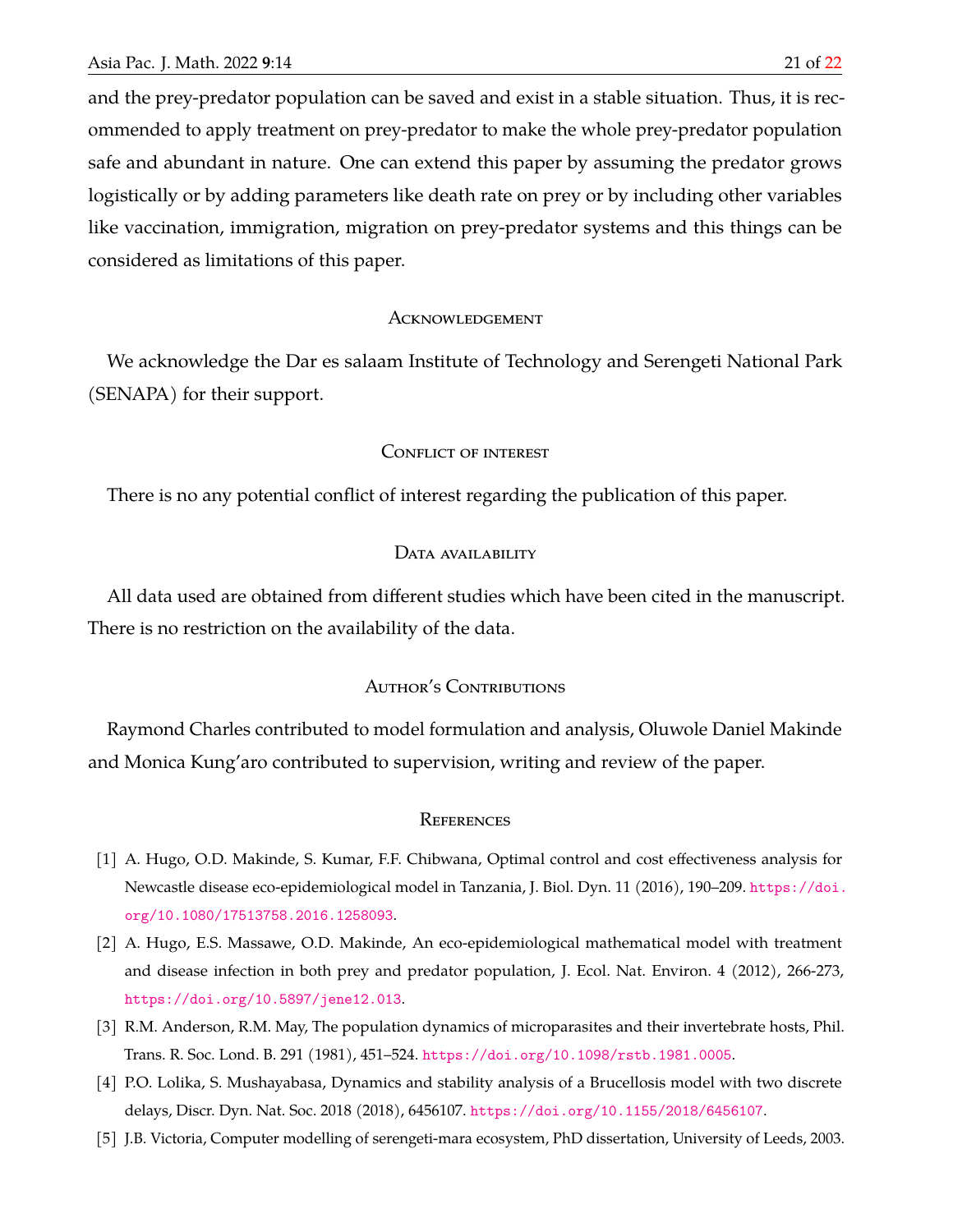and the prey-predator population can be saved and exist in a stable situation. Thus, it is recommended to apply treatment on prey-predator to make the whole prey-predator population safe and abundant in nature. One can extend this paper by assuming the predator grows logistically or by adding parameters like death rate on prey or by including other variables like vaccination, immigration, migration on prey-predator systems and this things can be considered as limitations of this paper.

## Acknowledgement

We acknowledge the Dar es salaam Institute of Technology and Serengeti National Park (SENAPA) for their support.

## Conflict of interest

There is no any potential conflict of interest regarding the publication of this paper.

## Data availability

All data used are obtained from different studies which have been cited in the manuscript. There is no restriction on the availability of the data.

## Author's Contributions

Raymond Charles contributed to model formulation and analysis, Oluwole Daniel Makinde and Monica Kung'aro contributed to supervision, writing and review of the paper.

## References

[1] A. Hugo, O.D. Makinde, S. Kumar, F.F. Chibwana, Optimal control and cost effectiveness analysis for Newcastle disease eco-epidemiological model in Tanzania, J. Biol. Dyn. 11 (2016), 190–209. https://doi.org/10.1080/17513758.2016.1258093.

[2] A. Hugo, E.S. Massawe, O.D. Makinde, An eco-epidemiological mathematical model with treatment and disease infection in both prey and predator population, J. Ecol. Nat. Environ. 4 (2012), 266-273, https://doi.org/10.5897/jene12.013.

[3] R.M. Anderson, R.M. May, The population dynamics of microparasites and their invertebrate hosts, Phil. Trans. R. Soc. Lond. B. 291 (1981), 451–524. https://doi.org/10.1098/rstb.1981.0005.

[4] P.O. Lolika, S. Mushayabasa, Dynamics and stability analysis of a Brucellosis model with two discrete delays, Discr. Dyn. Nat. Soc. 2018 (2018), 6456107. https://doi.org/10.1155/2018/6456107.

[5] J.B. Victoria, Computer modelling of serengeti-mara ecosystem, PhD dissertation, University of Leeds, 2003.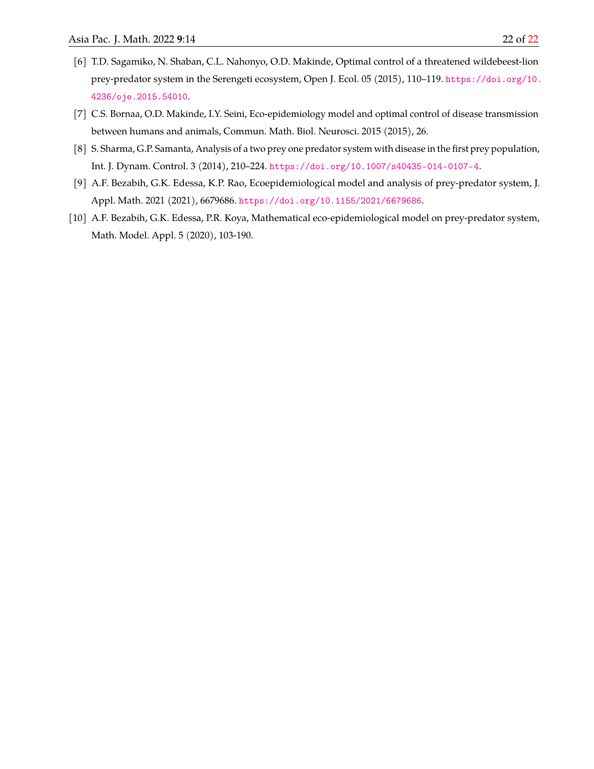[6] T.D. Sagamiko, N. Shaban, C.L. Nahonyo, O.D. Makinde, Optimal control of a threatened wildebeest-lion prey-predator system in the Serengeti ecosystem, Open J. Ecol. 05 (2015), 110–119. https://doi.org/10.4236/oje.2015.54010.

[7] C.S. Bornaa, O.D. Makinde, I.Y. Seini, Eco-epidemiology model and optimal control of disease transmission between humans and animals, Commun. Math. Biol. Neurosci. 2015 (2015), 26.

[8] S. Sharma, G.P. Samanta, Analysis of a two prey one predator system with disease in the first prey population, Int. J. Dynam. Control. 3 (2014), 210–224. https://doi.org/10.1007/s40435-014-0107-4.

[9] A.F. Bezabih, G.K. Edessa, K.P. Rao, Ecoepidemiological model and analysis of prey-predator system, J. Appl. Math. 2021 (2021), 6679686. https://doi.org/10.1155/2021/6679686.

[10] A.F. Bezabih, G.K. Edessa, P.R. Koya, Mathematical eco-epidemiological model on prey-predator system, Math. Model. Appl. 5 (2020), 103-190.